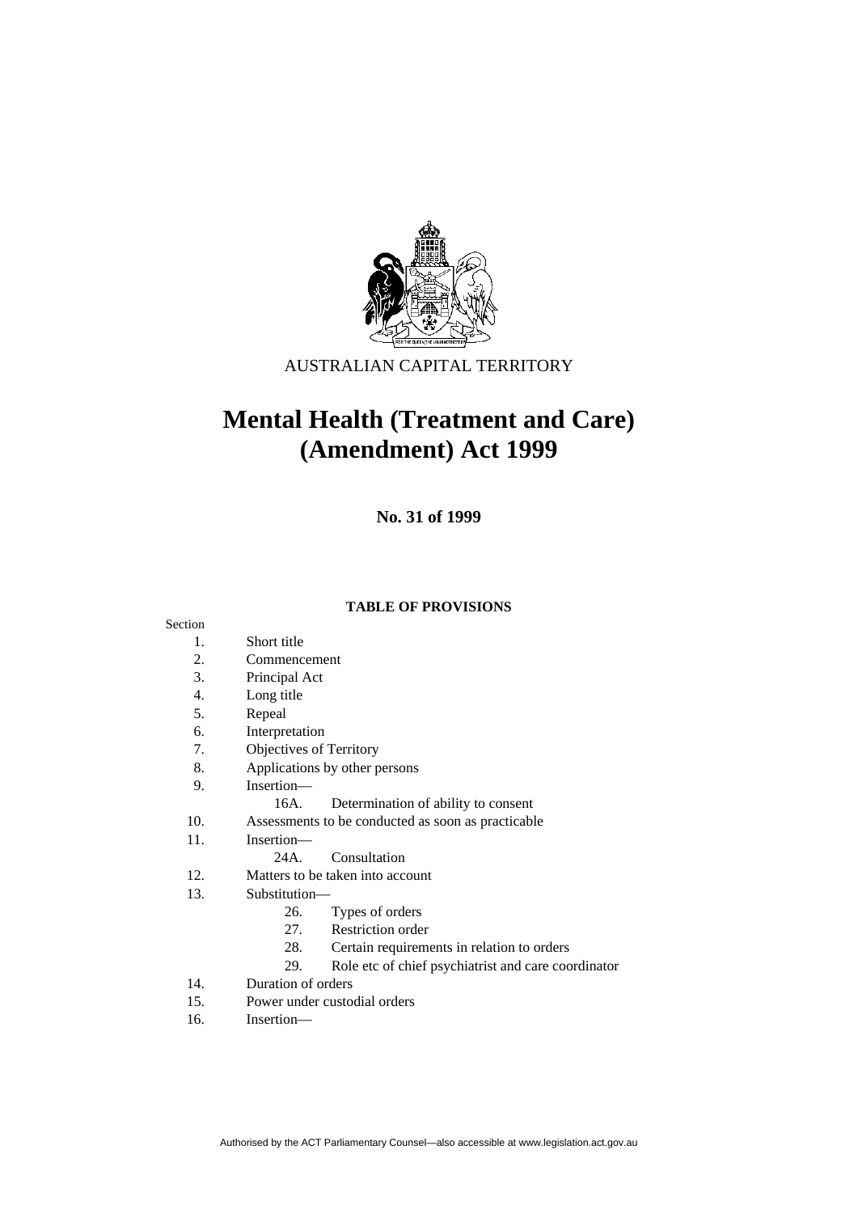AUSTRALIAN CAPITAL TERRITORY

# Mental Health (Treatment and Care) (Amendment) Act 1999

**No. 31 of 1999**

**TABLE OF PROVISIONS**

Section

1. Short title
2. Commencement
3. Principal Act
4. Long title
5. Repeal
6. Interpretation
7. Objectives of Territory
8. Applications by other persons
9. Insertion—
   - 16A. Determination of ability to consent
10. Assessments to be conducted as soon as practicable
11. Insertion—
    - 24A. Consultation
12. Matters to be taken into account
13. Substitution—
    - 26. Types of orders
    - 27. Restriction order
    - 28. Certain requirements in relation to orders
    - 29. Role etc of chief psychiatrist and care coordinator
14. Duration of orders
15. Power under custodial orders
16. Insertion—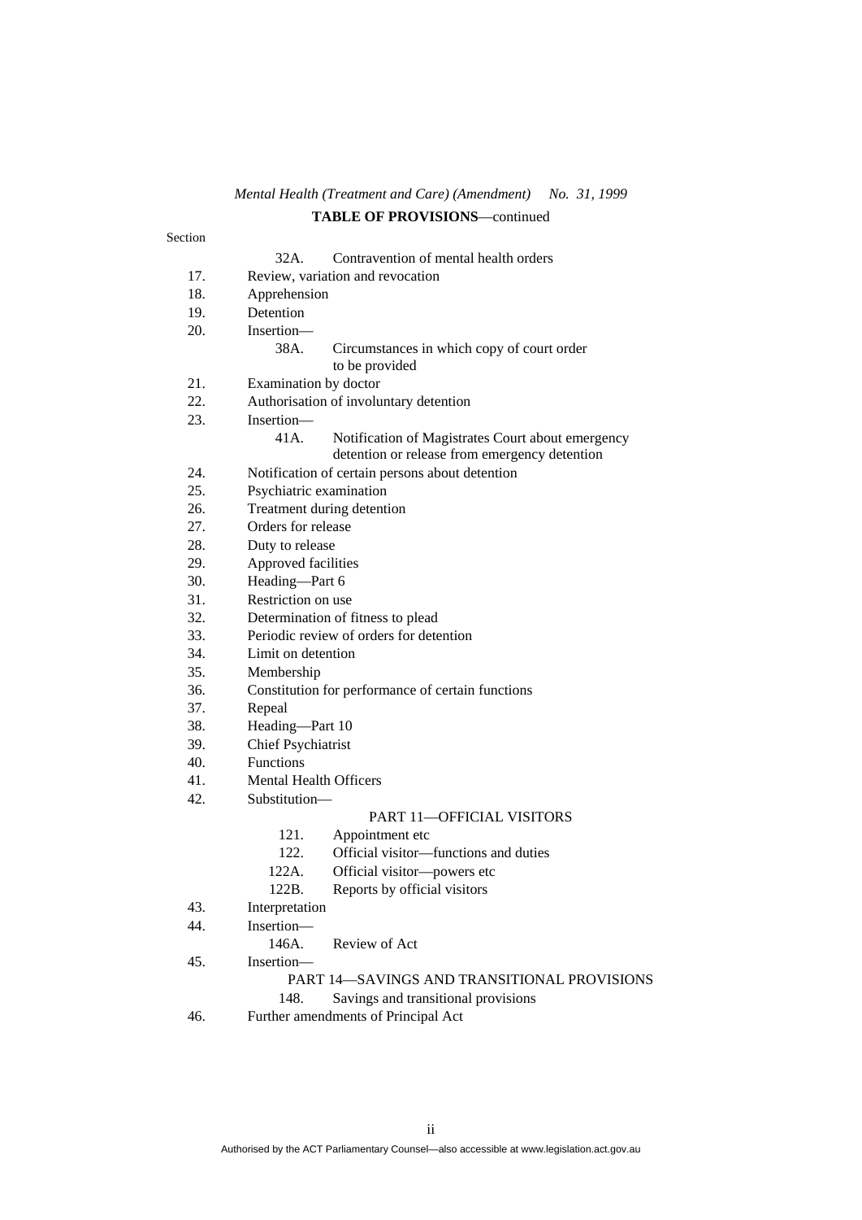*Mental Health (Treatment and Care) (Amendment) No. 31, 1999*

**TABLE OF PROVISIONS**—continued

Section

32A. Contravention of mental health orders

17. Review, variation and revocation
18. Apprehension
19. Detention
20. Insertion—

    38A. Circumstances in which copy of court order to be provided

21. Examination by doctor
22. Authorisation of involuntary detention
23. Insertion—

    41A. Notification of Magistrates Court about emergency detention or release from emergency detention

24. Notification of certain persons about detention
25. Psychiatric examination
26. Treatment during detention
27. Orders for release
28. Duty to release
29. Approved facilities
30. Heading—Part 6
31. Restriction on use
32. Determination of fitness to plead
33. Periodic review of orders for detention
34. Limit on detention
35. Membership
36. Constitution for performance of certain functions
37. Repeal
38. Heading—Part 10
39. Chief Psychiatrist
40. Functions
41. Mental Health Officers
42. Substitution—

    PART 11—OFFICIAL VISITORS

    121. Appointment etc
    122. Official visitor—functions and duties
    122A. Official visitor—powers etc
    122B. Reports by official visitors

43. Interpretation
44. Insertion—

    146A. Review of Act

45. Insertion—

    PART 14—SAVINGS AND TRANSITIONAL PROVISIONS

    148. Savings and transitional provisions

46. Further amendments of Principal Act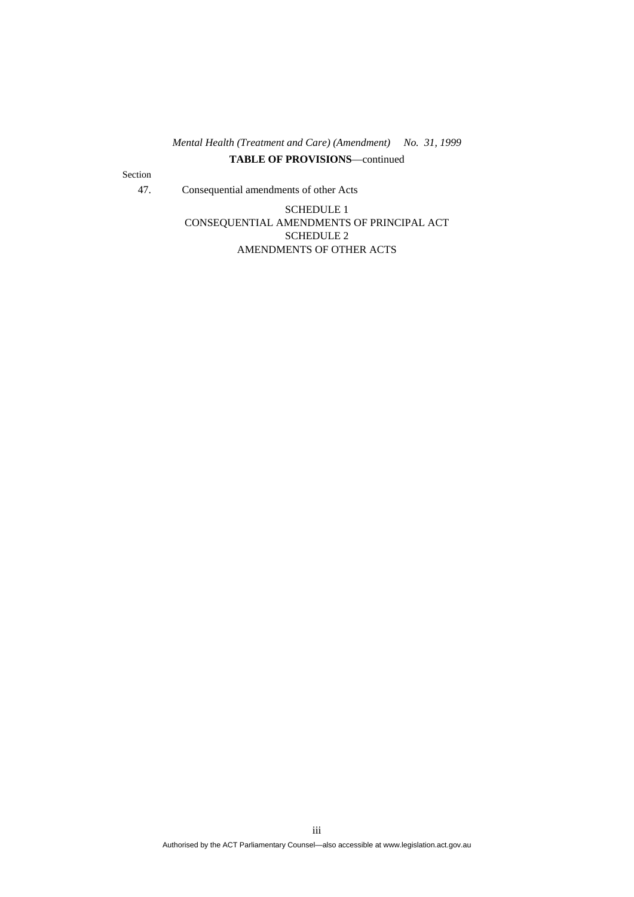**TABLE OF PROVISIONS**—continued

Section

47. Consequential amendments of other Acts

SCHEDULE 1
CONSEQUENTIAL AMENDMENTS OF PRINCIPAL ACT

SCHEDULE 2
AMENDMENTS OF OTHER ACTS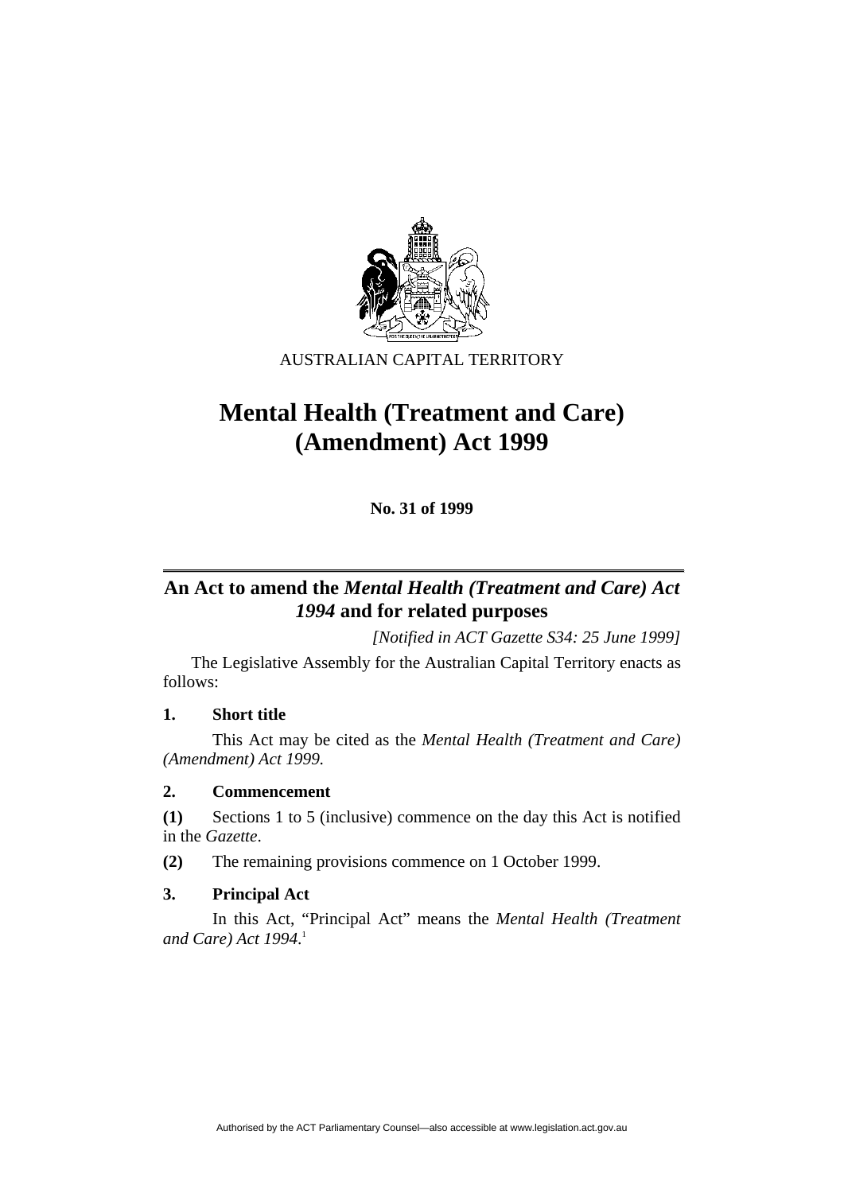AUSTRALIAN CAPITAL TERRITORY

# Mental Health (Treatment and Care) (Amendment) Act 1999

**No. 31 of 1999**

## An Act to amend the *Mental Health (Treatment and Care) Act 1994* and for related purposes

*[Notified in ACT Gazette S34: 25 June 1999]*

The Legislative Assembly for the Australian Capital Territory enacts as follows:

### 1. Short title

This Act may be cited as the *Mental Health (Treatment and Care) (Amendment) Act 1999.*

### 2. Commencement

**(1)** Sections 1 to 5 (inclusive) commence on the day this Act is notified in the *Gazette*.

**(2)** The remaining provisions commence on 1 October 1999.

### 3. Principal Act

In this Act, "Principal Act" means the *Mental Health (Treatment and Care) Act 1994*.[1]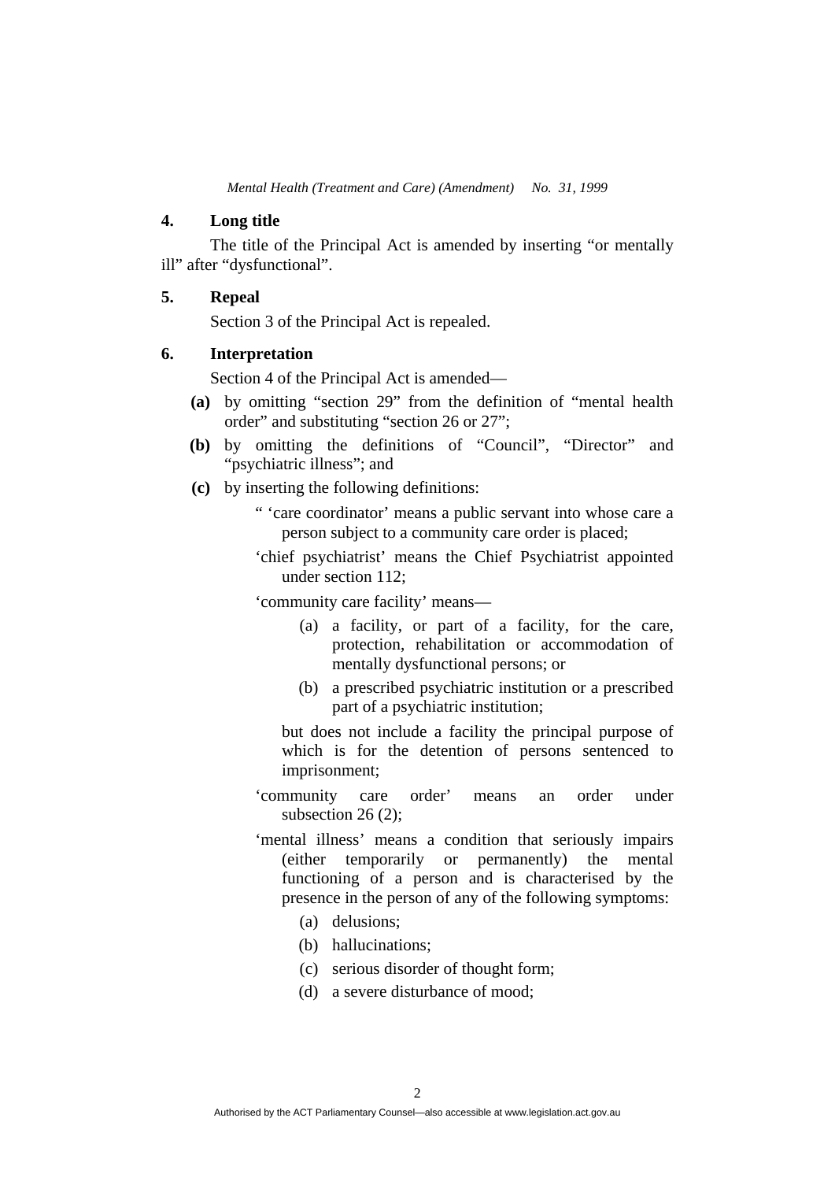### 4. Long title

The title of the Principal Act is amended by inserting "or mentally ill" after "dysfunctional".

### 5. Repeal

Section 3 of the Principal Act is repealed.

### 6. Interpretation

Section 4 of the Principal Act is amended—

**(a)** by omitting "section 29" from the definition of "mental health order" and substituting "section 26 or 27";

**(b)** by omitting the definitions of "Council", "Director" and "psychiatric illness"; and

**(c)** by inserting the following definitions:

" 'care coordinator' means a public servant into whose care a person subject to a community care order is placed;

'chief psychiatrist' means the Chief Psychiatrist appointed under section 112;

'community care facility' means—

(a) a facility, or part of a facility, for the care, protection, rehabilitation or accommodation of mentally dysfunctional persons; or

(b) a prescribed psychiatric institution or a prescribed part of a psychiatric institution;

but does not include a facility the principal purpose of which is for the detention of persons sentenced to imprisonment;

'community care order' means an order under subsection 26 (2);

'mental illness' means a condition that seriously impairs (either temporarily or permanently) the mental functioning of a person and is characterised by the presence in the person of any of the following symptoms:

(a) delusions;

(b) hallucinations;

(c) serious disorder of thought form;

(d) a severe disturbance of mood;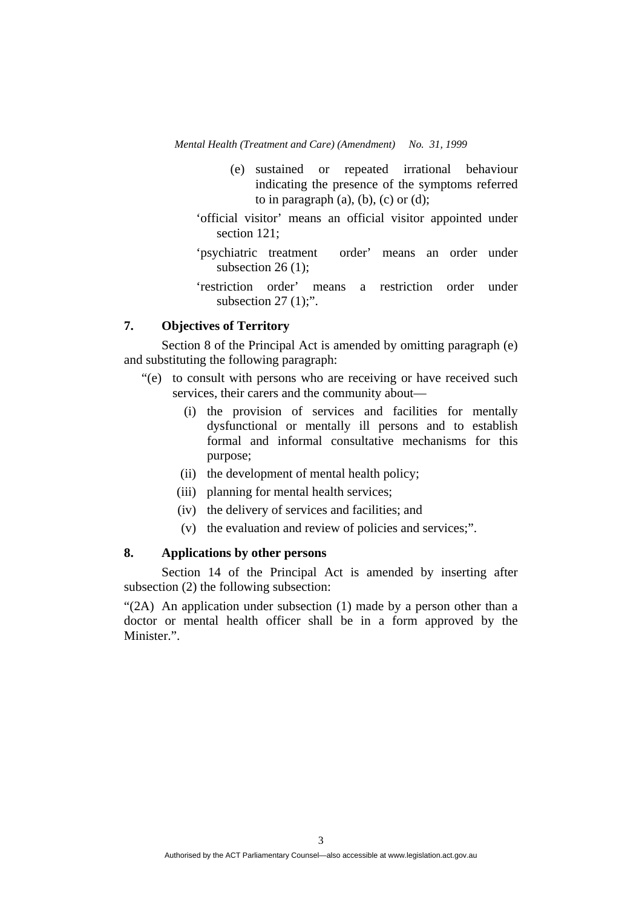(e) sustained or repeated irrational behaviour indicating the presence of the symptoms referred to in paragraph (a), (b), (c) or (d);

'official visitor' means an official visitor appointed under section 121;

'psychiatric treatment order' means an order under subsection 26 (1);

'restriction order' means a restriction order under subsection 27 (1);".

### 7. Objectives of Territory

Section 8 of the Principal Act is amended by omitting paragraph (e) and substituting the following paragraph:

"(e) to consult with persons who are receiving or have received such services, their carers and the community about—

(i) the provision of services and facilities for mentally dysfunctional or mentally ill persons and to establish formal and informal consultative mechanisms for this purpose;

(ii) the development of mental health policy;

(iii) planning for mental health services;

(iv) the delivery of services and facilities; and

(v) the evaluation and review of policies and services;".

### 8. Applications by other persons

Section 14 of the Principal Act is amended by inserting after subsection (2) the following subsection:

"(2A) An application under subsection (1) made by a person other than a doctor or mental health officer shall be in a form approved by the Minister.".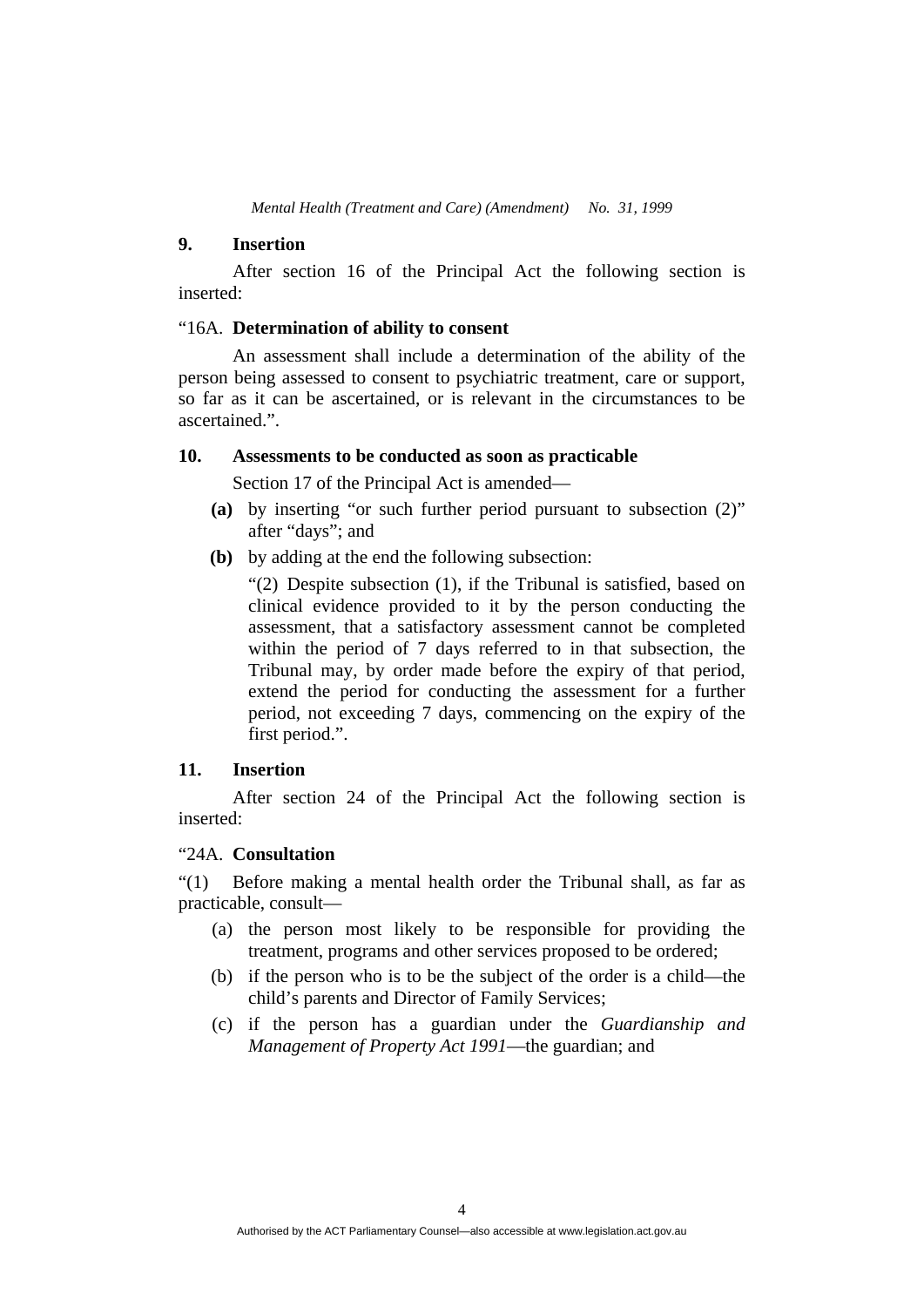### 9. Insertion

After section 16 of the Principal Act the following section is inserted:

"16A. **Determination of ability to consent**

An assessment shall include a determination of the ability of the person being assessed to consent to psychiatric treatment, care or support, so far as it can be ascertained, or is relevant in the circumstances to be ascertained.".

### 10. Assessments to be conducted as soon as practicable

Section 17 of the Principal Act is amended—

**(a)** by inserting "or such further period pursuant to subsection (2)" after "days"; and

**(b)** by adding at the end the following subsection:

"(2) Despite subsection (1), if the Tribunal is satisfied, based on clinical evidence provided to it by the person conducting the assessment, that a satisfactory assessment cannot be completed within the period of 7 days referred to in that subsection, the Tribunal may, by order made before the expiry of that period, extend the period for conducting the assessment for a further period, not exceeding 7 days, commencing on the expiry of the first period.".

### 11. Insertion

After section 24 of the Principal Act the following section is inserted:

"24A. **Consultation**

"(1) Before making a mental health order the Tribunal shall, as far as practicable, consult—

(a) the person most likely to be responsible for providing the treatment, programs and other services proposed to be ordered;

(b) if the person who is to be the subject of the order is a child—the child's parents and Director of Family Services;

(c) if the person has a guardian under the *Guardianship and Management of Property Act 1991*—the guardian; and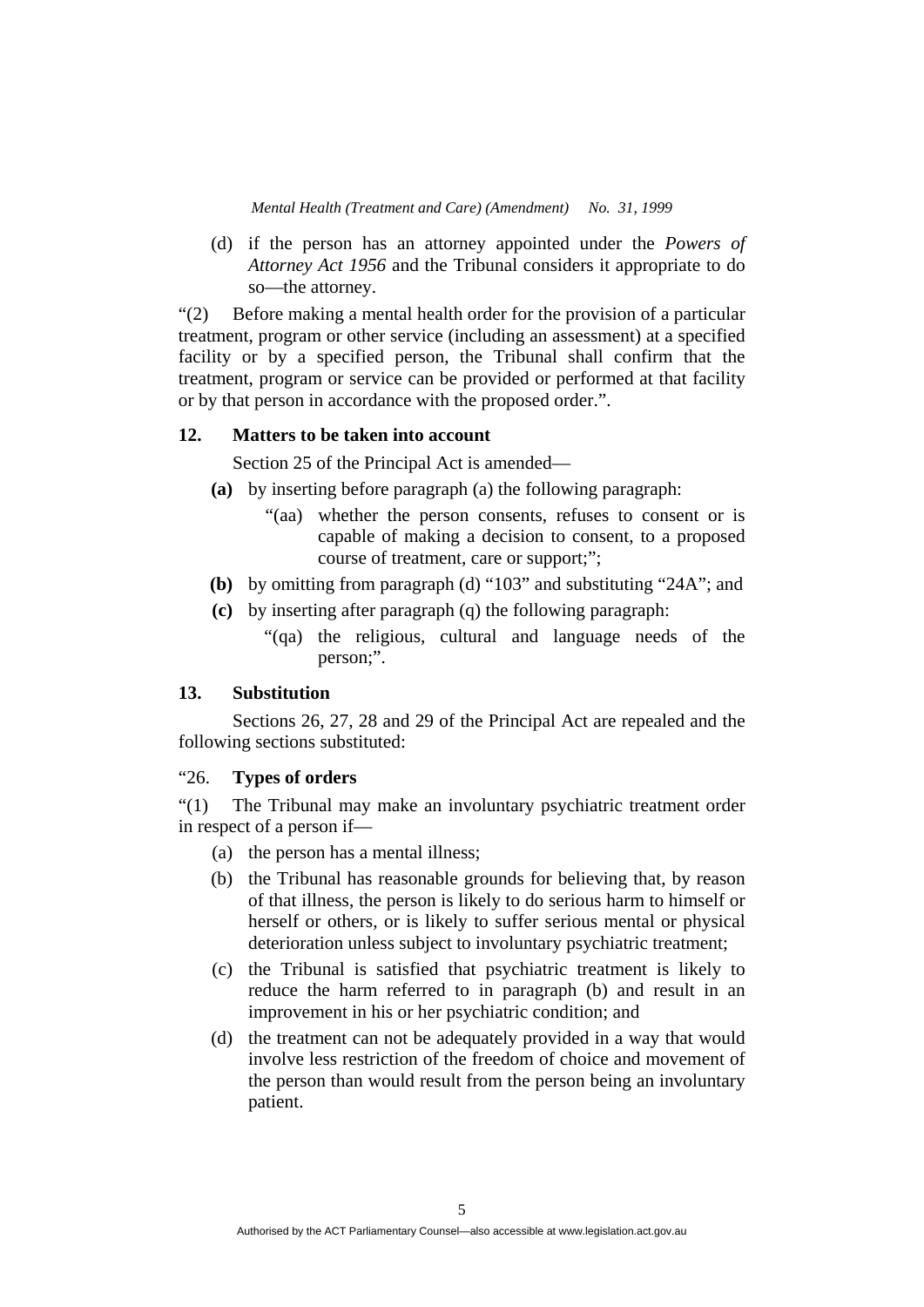(d) if the person has an attorney appointed under the *Powers of Attorney Act 1956* and the Tribunal considers it appropriate to do so—the attorney.

"(2) Before making a mental health order for the provision of a particular treatment, program or other service (including an assessment) at a specified facility or by a specified person, the Tribunal shall confirm that the treatment, program or service can be provided or performed at that facility or by that person in accordance with the proposed order.".

### 12. Matters to be taken into account

Section 25 of the Principal Act is amended—

**(a)** by inserting before paragraph (a) the following paragraph:

"(aa) whether the person consents, refuses to consent or is capable of making a decision to consent, to a proposed course of treatment, care or support;";

**(b)** by omitting from paragraph (d) "103" and substituting "24A"; and

**(c)** by inserting after paragraph (q) the following paragraph:

"(qa) the religious, cultural and language needs of the person;".

### 13. Substitution

Sections 26, 27, 28 and 29 of the Principal Act are repealed and the following sections substituted:

"26. **Types of orders**

"(1) The Tribunal may make an involuntary psychiatric treatment order in respect of a person if—

(a) the person has a mental illness;

(b) the Tribunal has reasonable grounds for believing that, by reason of that illness, the person is likely to do serious harm to himself or herself or others, or is likely to suffer serious mental or physical deterioration unless subject to involuntary psychiatric treatment;

(c) the Tribunal is satisfied that psychiatric treatment is likely to reduce the harm referred to in paragraph (b) and result in an improvement in his or her psychiatric condition; and

(d) the treatment can not be adequately provided in a way that would involve less restriction of the freedom of choice and movement of the person than would result from the person being an involuntary patient.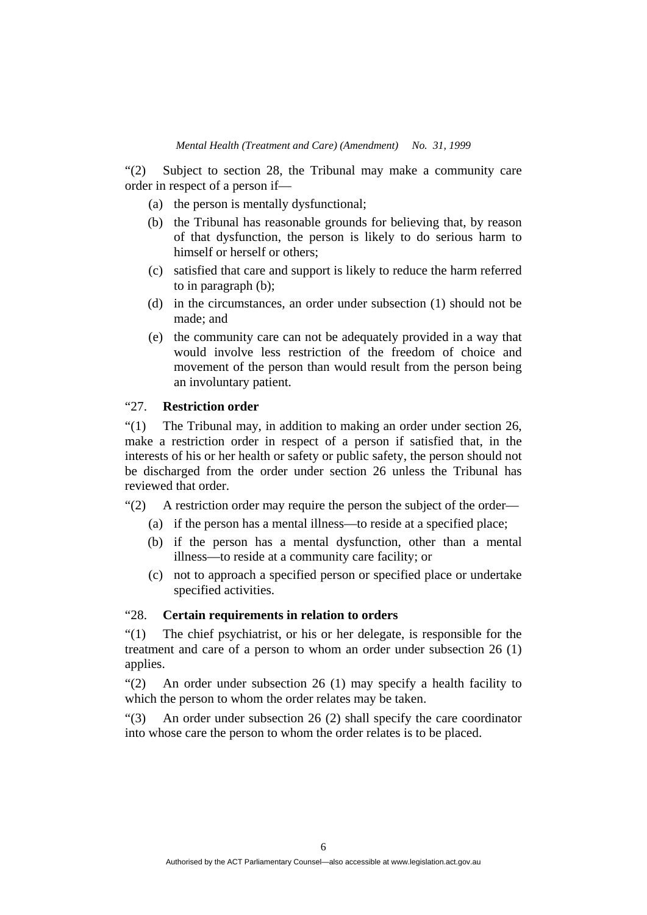"(2) Subject to section 28, the Tribunal may make a community care order in respect of a person if—

(a) the person is mentally dysfunctional;

(b) the Tribunal has reasonable grounds for believing that, by reason of that dysfunction, the person is likely to do serious harm to himself or herself or others;

(c) satisfied that care and support is likely to reduce the harm referred to in paragraph (b);

(d) in the circumstances, an order under subsection (1) should not be made; and

(e) the community care can not be adequately provided in a way that would involve less restriction of the freedom of choice and movement of the person than would result from the person being an involuntary patient.

"27. **Restriction order**

"(1) The Tribunal may, in addition to making an order under section 26, make a restriction order in respect of a person if satisfied that, in the interests of his or her health or safety or public safety, the person should not be discharged from the order under section 26 unless the Tribunal has reviewed that order.

"(2) A restriction order may require the person the subject of the order—

(a) if the person has a mental illness—to reside at a specified place;

(b) if the person has a mental dysfunction, other than a mental illness—to reside at a community care facility; or

(c) not to approach a specified person or specified place or undertake specified activities.

"28. **Certain requirements in relation to orders**

"(1) The chief psychiatrist, or his or her delegate, is responsible for the treatment and care of a person to whom an order under subsection 26 (1) applies.

"(2) An order under subsection 26 (1) may specify a health facility to which the person to whom the order relates may be taken.

"(3) An order under subsection 26 (2) shall specify the care coordinator into whose care the person to whom the order relates is to be placed.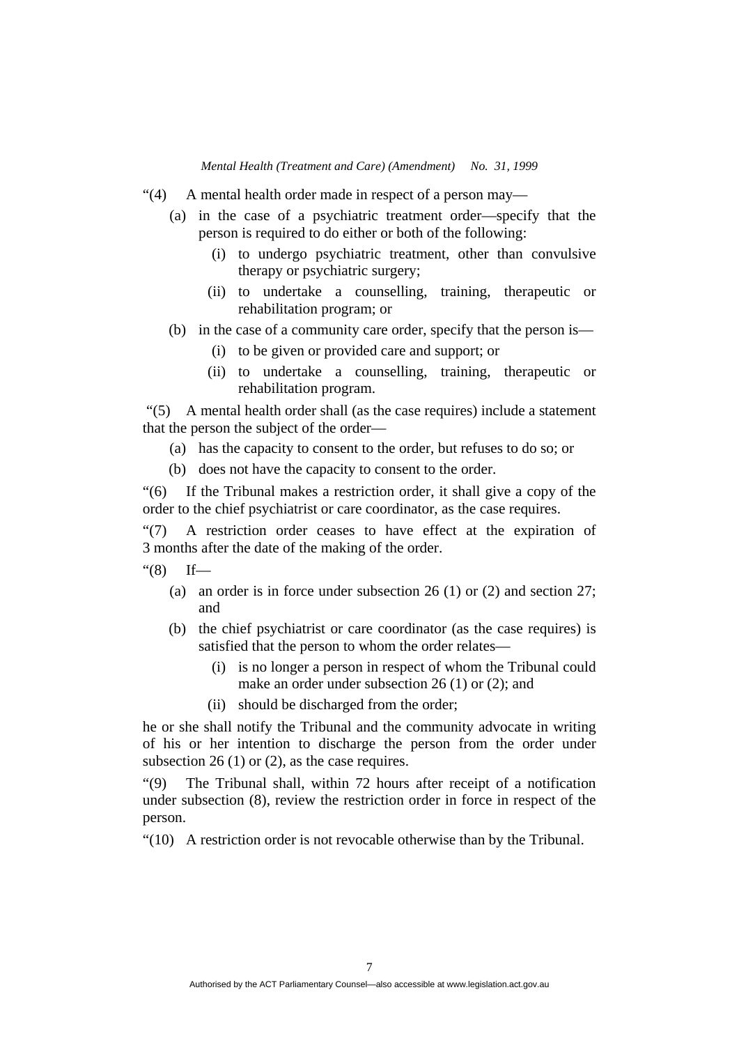"(4) A mental health order made in respect of a person may—

(a) in the case of a psychiatric treatment order—specify that the person is required to do either or both of the following:

(i) to undergo psychiatric treatment, other than convulsive therapy or psychiatric surgery;

(ii) to undertake a counselling, training, therapeutic or rehabilitation program; or

(b) in the case of a community care order, specify that the person is—

(i) to be given or provided care and support; or

(ii) to undertake a counselling, training, therapeutic or rehabilitation program.

"(5) A mental health order shall (as the case requires) include a statement that the person the subject of the order—

(a) has the capacity to consent to the order, but refuses to do so; or

(b) does not have the capacity to consent to the order.

"(6) If the Tribunal makes a restriction order, it shall give a copy of the order to the chief psychiatrist or care coordinator, as the case requires.

"(7) A restriction order ceases to have effect at the expiration of 3 months after the date of the making of the order.

"(8) If—

(a) an order is in force under subsection 26 (1) or (2) and section 27; and

(b) the chief psychiatrist or care coordinator (as the case requires) is satisfied that the person to whom the order relates—

(i) is no longer a person in respect of whom the Tribunal could make an order under subsection 26 (1) or (2); and

(ii) should be discharged from the order;

he or she shall notify the Tribunal and the community advocate in writing of his or her intention to discharge the person from the order under subsection 26 (1) or (2), as the case requires.

"(9) The Tribunal shall, within 72 hours after receipt of a notification under subsection (8), review the restriction order in force in respect of the person.

"(10) A restriction order is not revocable otherwise than by the Tribunal.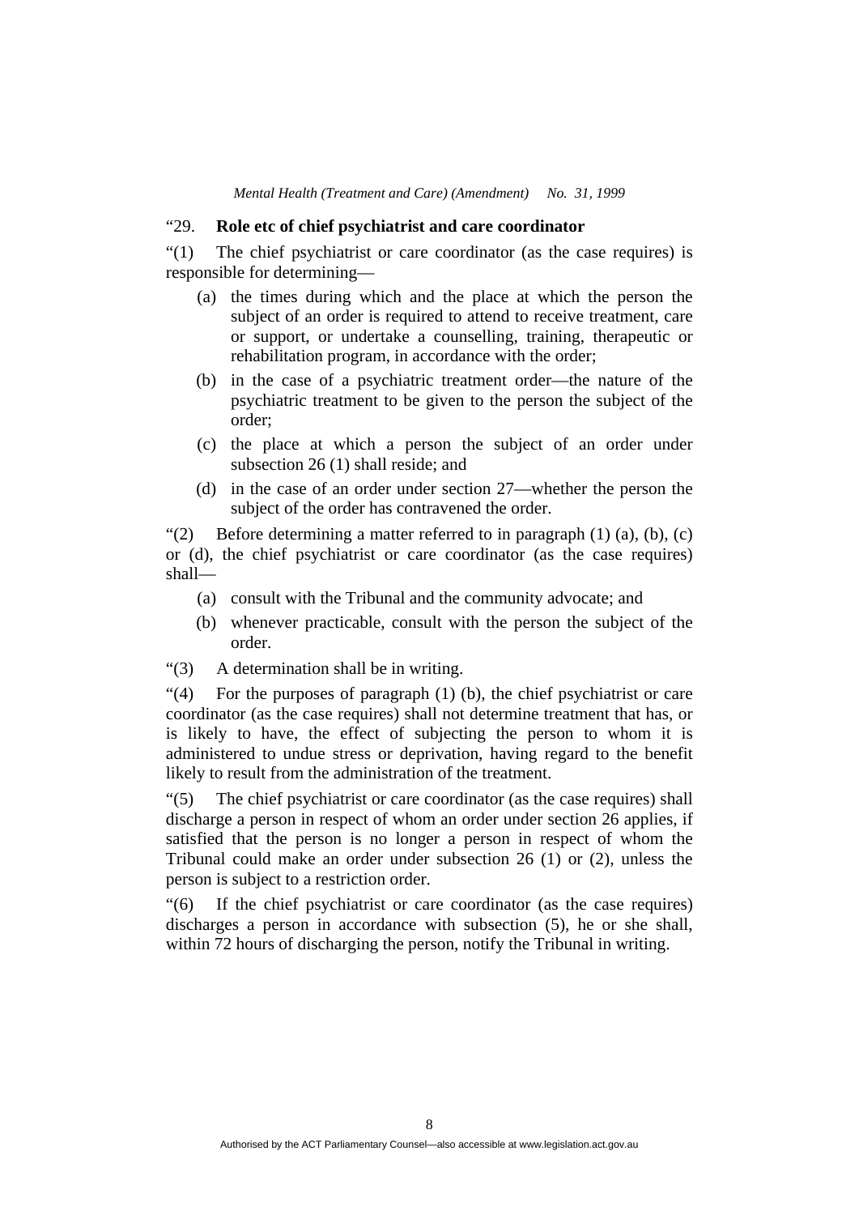"29. **Role etc of chief psychiatrist and care coordinator**

"(1) The chief psychiatrist or care coordinator (as the case requires) is responsible for determining—

(a) the times during which and the place at which the person the subject of an order is required to attend to receive treatment, care or support, or undertake a counselling, training, therapeutic or rehabilitation program, in accordance with the order;

(b) in the case of a psychiatric treatment order—the nature of the psychiatric treatment to be given to the person the subject of the order;

(c) the place at which a person the subject of an order under subsection 26 (1) shall reside; and

(d) in the case of an order under section 27—whether the person the subject of the order has contravened the order.

"(2) Before determining a matter referred to in paragraph (1) (a), (b), (c) or (d), the chief psychiatrist or care coordinator (as the case requires) shall—

(a) consult with the Tribunal and the community advocate; and

(b) whenever practicable, consult with the person the subject of the order.

"(3) A determination shall be in writing.

"(4) For the purposes of paragraph (1) (b), the chief psychiatrist or care coordinator (as the case requires) shall not determine treatment that has, or is likely to have, the effect of subjecting the person to whom it is administered to undue stress or deprivation, having regard to the benefit likely to result from the administration of the treatment.

"(5) The chief psychiatrist or care coordinator (as the case requires) shall discharge a person in respect of whom an order under section 26 applies, if satisfied that the person is no longer a person in respect of whom the Tribunal could make an order under subsection 26 (1) or (2), unless the person is subject to a restriction order.

"(6) If the chief psychiatrist or care coordinator (as the case requires) discharges a person in accordance with subsection (5), he or she shall, within 72 hours of discharging the person, notify the Tribunal in writing.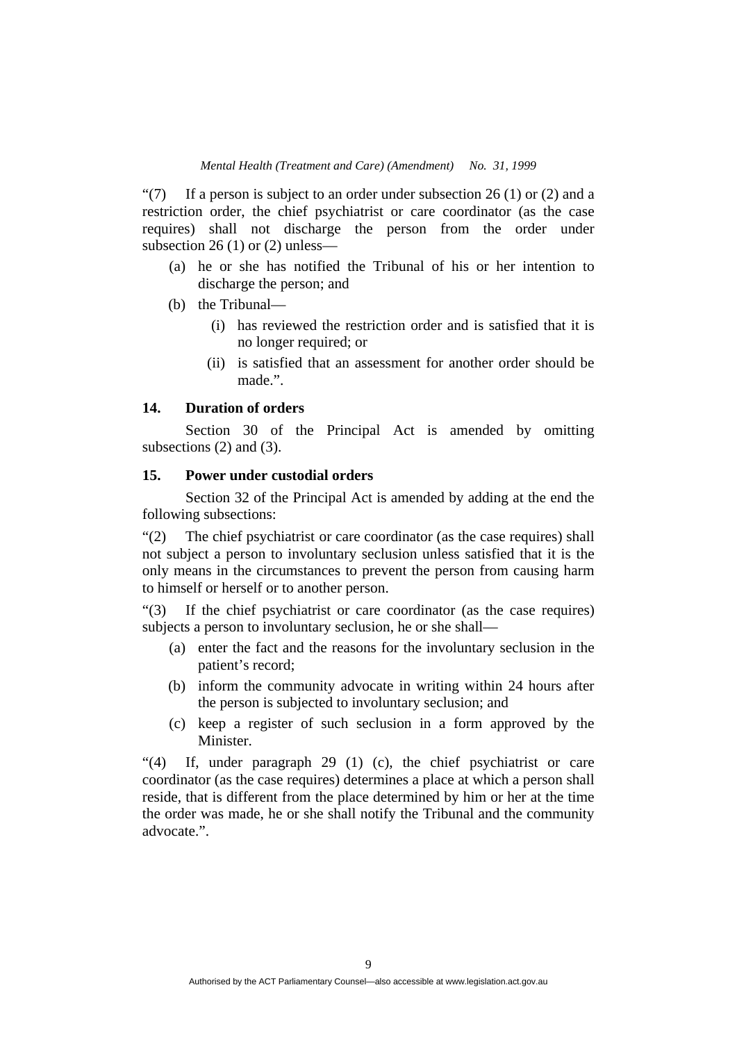"(7) If a person is subject to an order under subsection 26 (1) or (2) and a restriction order, the chief psychiatrist or care coordinator (as the case requires) shall not discharge the person from the order under subsection 26 (1) or (2) unless—

(a) he or she has notified the Tribunal of his or her intention to discharge the person; and

(b) the Tribunal—

(i) has reviewed the restriction order and is satisfied that it is no longer required; or

(ii) is satisfied that an assessment for another order should be made.".

### 14. Duration of orders

Section 30 of the Principal Act is amended by omitting subsections (2) and (3).

### 15. Power under custodial orders

Section 32 of the Principal Act is amended by adding at the end the following subsections:

"(2) The chief psychiatrist or care coordinator (as the case requires) shall not subject a person to involuntary seclusion unless satisfied that it is the only means in the circumstances to prevent the person from causing harm to himself or herself or to another person.

"(3) If the chief psychiatrist or care coordinator (as the case requires) subjects a person to involuntary seclusion, he or she shall—

(a) enter the fact and the reasons for the involuntary seclusion in the patient's record;

(b) inform the community advocate in writing within 24 hours after the person is subjected to involuntary seclusion; and

(c) keep a register of such seclusion in a form approved by the Minister.

"(4) If, under paragraph 29 (1) (c), the chief psychiatrist or care coordinator (as the case requires) determines a place at which a person shall reside, that is different from the place determined by him or her at the time the order was made, he or she shall notify the Tribunal and the community advocate.".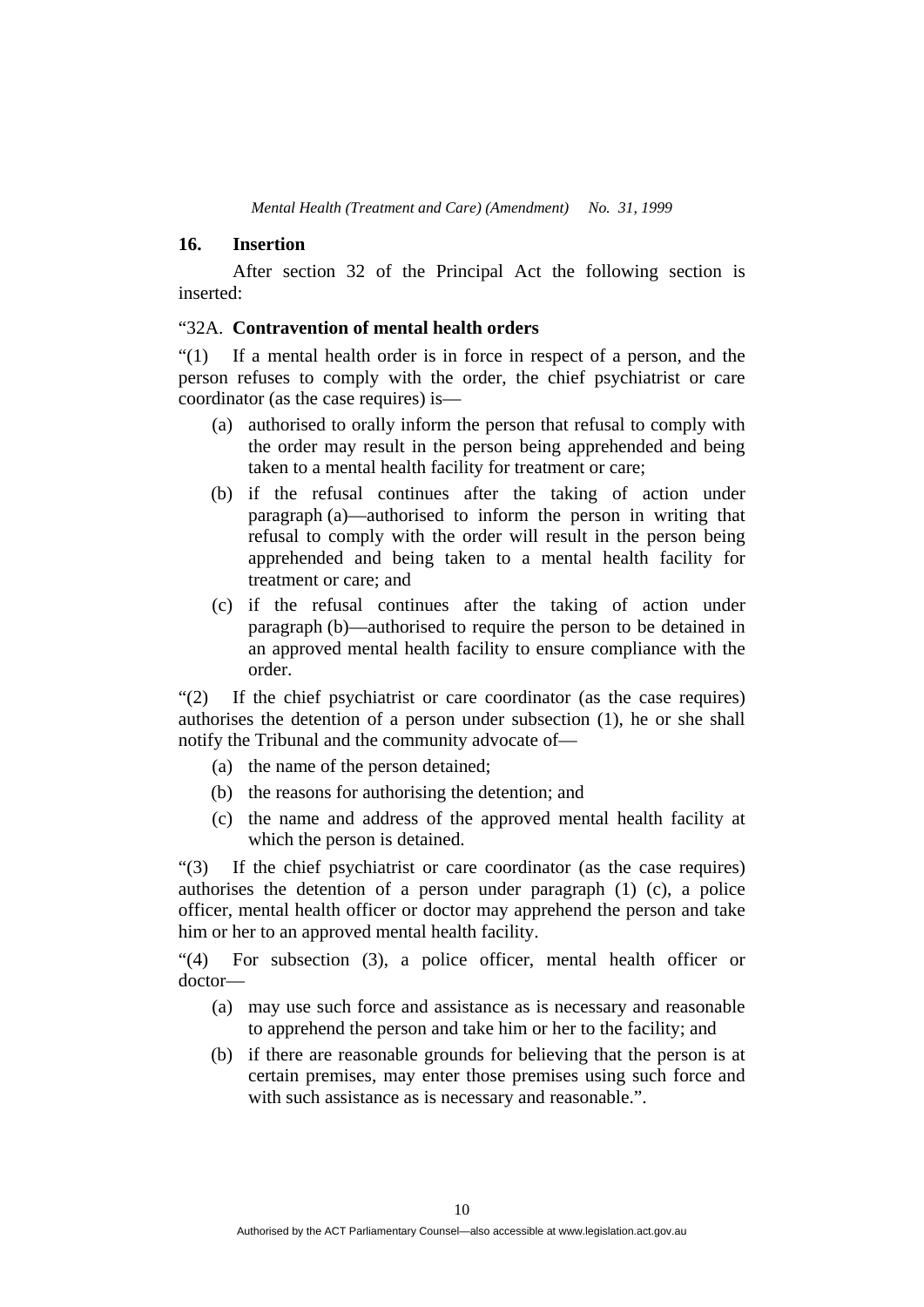### 16. Insertion

After section 32 of the Principal Act the following section is inserted:

"32A. **Contravention of mental health orders**

"(1) If a mental health order is in force in respect of a person, and the person refuses to comply with the order, the chief psychiatrist or care coordinator (as the case requires) is—

- (a) authorised to orally inform the person that refusal to comply with the order may result in the person being apprehended and being taken to a mental health facility for treatment or care;
- (b) if the refusal continues after the taking of action under paragraph (a)—authorised to inform the person in writing that refusal to comply with the order will result in the person being apprehended and being taken to a mental health facility for treatment or care; and
- (c) if the refusal continues after the taking of action under paragraph (b)—authorised to require the person to be detained in an approved mental health facility to ensure compliance with the order.

"(2) If the chief psychiatrist or care coordinator (as the case requires) authorises the detention of a person under subsection (1), he or she shall notify the Tribunal and the community advocate of—

- (a) the name of the person detained;
- (b) the reasons for authorising the detention; and
- (c) the name and address of the approved mental health facility at which the person is detained.

"(3) If the chief psychiatrist or care coordinator (as the case requires) authorises the detention of a person under paragraph (1) (c), a police officer, mental health officer or doctor may apprehend the person and take him or her to an approved mental health facility.

"(4) For subsection (3), a police officer, mental health officer or doctor—

- (a) may use such force and assistance as is necessary and reasonable to apprehend the person and take him or her to the facility; and
- (b) if there are reasonable grounds for believing that the person is at certain premises, may enter those premises using such force and with such assistance as is necessary and reasonable.".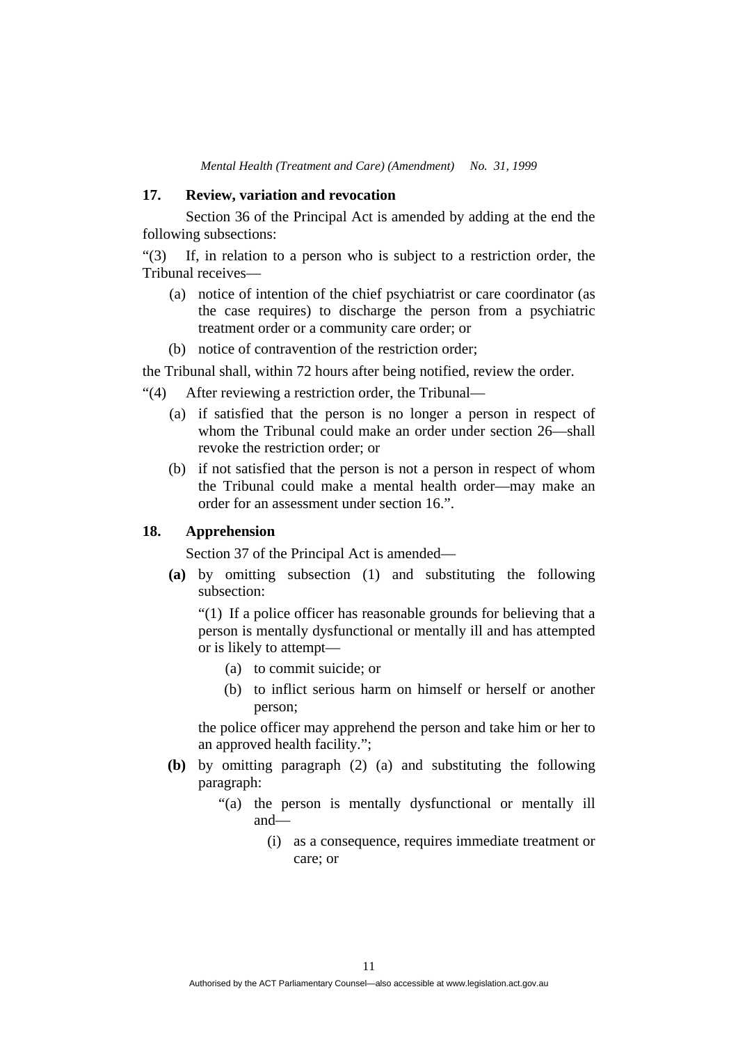### 17. Review, variation and revocation

Section 36 of the Principal Act is amended by adding at the end the following subsections:

"(3) If, in relation to a person who is subject to a restriction order, the Tribunal receives—

- (a) notice of intention of the chief psychiatrist or care coordinator (as the case requires) to discharge the person from a psychiatric treatment order or a community care order; or
- (b) notice of contravention of the restriction order;

the Tribunal shall, within 72 hours after being notified, review the order.

"(4) After reviewing a restriction order, the Tribunal—

- (a) if satisfied that the person is no longer a person in respect of whom the Tribunal could make an order under section 26—shall revoke the restriction order; or
- (b) if not satisfied that the person is not a person in respect of whom the Tribunal could make a mental health order—may make an order for an assessment under section 16.".

### 18. Apprehension

Section 37 of the Principal Act is amended—

**(a)** by omitting subsection (1) and substituting the following subsection:

"(1) If a police officer has reasonable grounds for believing that a person is mentally dysfunctional or mentally ill and has attempted or is likely to attempt—

- (a) to commit suicide; or
- (b) to inflict serious harm on himself or herself or another person;

the police officer may apprehend the person and take him or her to an approved health facility.";

**(b)** by omitting paragraph (2) (a) and substituting the following paragraph:

"(a) the person is mentally dysfunctional or mentally ill and—

- (i) as a consequence, requires immediate treatment or care; or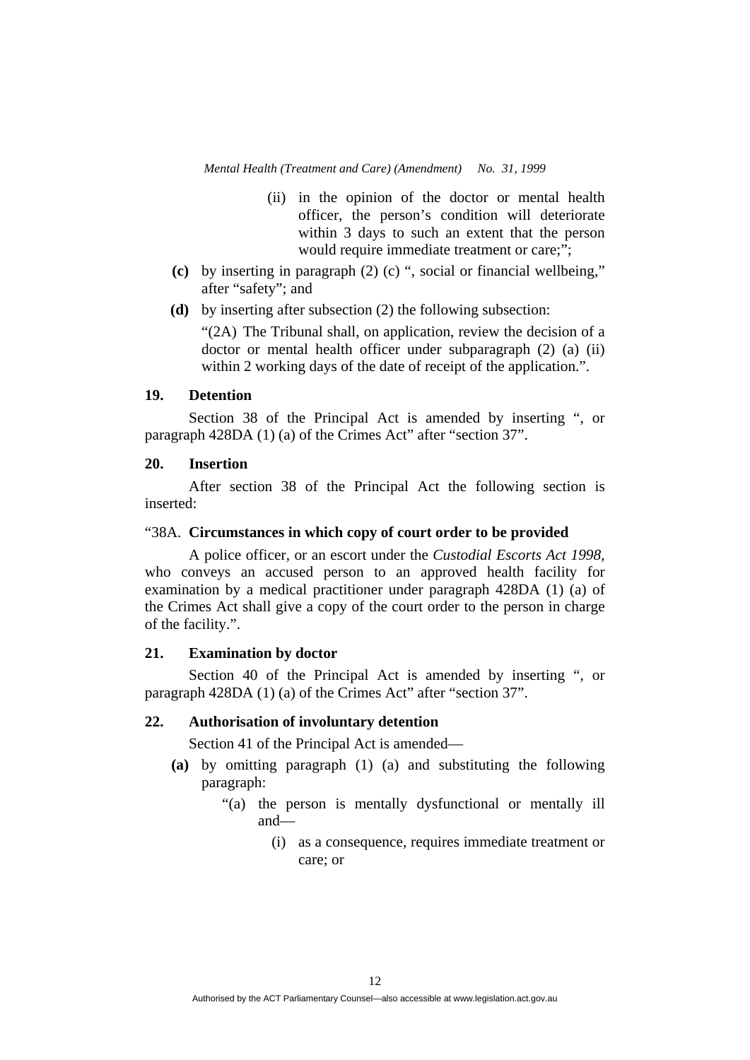(ii) in the opinion of the doctor or mental health officer, the person's condition will deteriorate within 3 days to such an extent that the person would require immediate treatment or care;";

**(c)** by inserting in paragraph (2) (c) ", social or financial wellbeing," after "safety"; and

**(d)** by inserting after subsection (2) the following subsection:

"(2A) The Tribunal shall, on application, review the decision of a doctor or mental health officer under subparagraph (2) (a) (ii) within 2 working days of the date of receipt of the application.".

### 19. Detention

Section 38 of the Principal Act is amended by inserting ", or paragraph 428DA (1) (a) of the Crimes Act" after "section 37".

### 20. Insertion

After section 38 of the Principal Act the following section is inserted:

"38A. **Circumstances in which copy of court order to be provided**

A police officer, or an escort under the *Custodial Escorts Act 1998*, who conveys an accused person to an approved health facility for examination by a medical practitioner under paragraph 428DA (1) (a) of the Crimes Act shall give a copy of the court order to the person in charge of the facility.".

### 21. Examination by doctor

Section 40 of the Principal Act is amended by inserting ", or paragraph 428DA (1) (a) of the Crimes Act" after "section 37".

### 22. Authorisation of involuntary detention

Section 41 of the Principal Act is amended—

**(a)** by omitting paragraph (1) (a) and substituting the following paragraph:

"(a) the person is mentally dysfunctional or mentally ill and—

(i) as a consequence, requires immediate treatment or care; or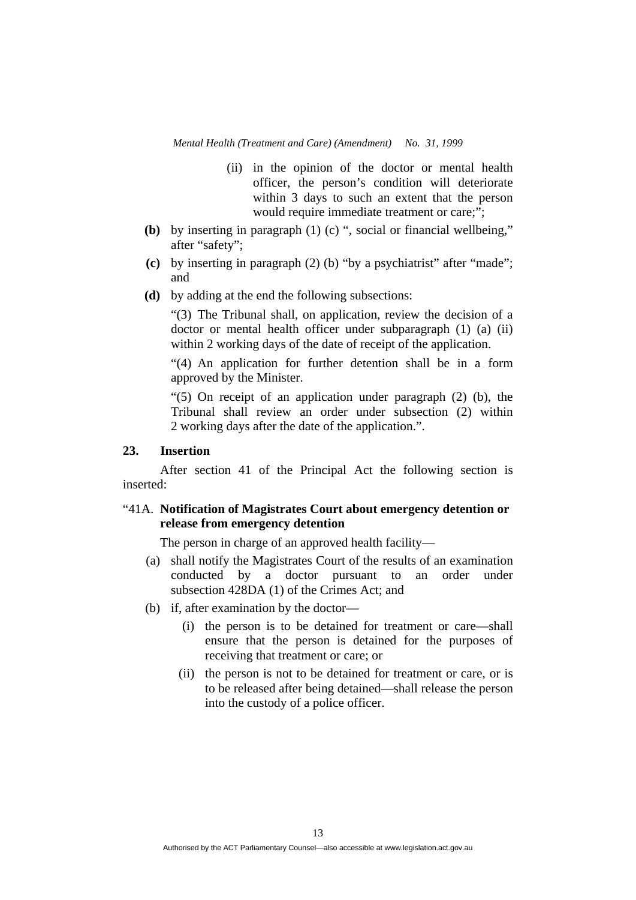(ii) in the opinion of the doctor or mental health officer, the person's condition will deteriorate within 3 days to such an extent that the person would require immediate treatment or care;";

**(b)** by inserting in paragraph (1) (c) ", social or financial wellbeing," after "safety";

**(c)** by inserting in paragraph (2) (b) "by a psychiatrist" after "made"; and

**(d)** by adding at the end the following subsections:

"(3) The Tribunal shall, on application, review the decision of a doctor or mental health officer under subparagraph (1) (a) (ii) within 2 working days of the date of receipt of the application.

"(4) An application for further detention shall be in a form approved by the Minister.

"(5) On receipt of an application under paragraph (2) (b), the Tribunal shall review an order under subsection (2) within 2 working days after the date of the application.".

### 23. Insertion

After section 41 of the Principal Act the following section is inserted:

"41A. **Notification of Magistrates Court about emergency detention or release from emergency detention**

The person in charge of an approved health facility—

(a) shall notify the Magistrates Court of the results of an examination conducted by a doctor pursuant to an order under subsection 428DA (1) of the Crimes Act; and

(b) if, after examination by the doctor—

(i) the person is to be detained for treatment or care—shall ensure that the person is detained for the purposes of receiving that treatment or care; or

(ii) the person is not to be detained for treatment or care, or is to be released after being detained—shall release the person into the custody of a police officer.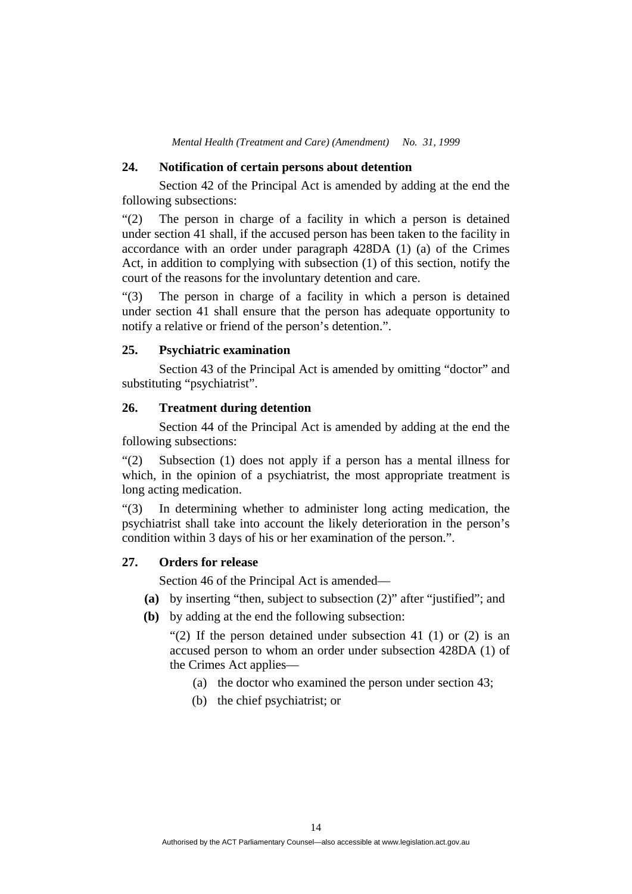### 24. Notification of certain persons about detention

Section 42 of the Principal Act is amended by adding at the end the following subsections:

"(2) The person in charge of a facility in which a person is detained under section 41 shall, if the accused person has been taken to the facility in accordance with an order under paragraph 428DA (1) (a) of the Crimes Act, in addition to complying with subsection (1) of this section, notify the court of the reasons for the involuntary detention and care.

"(3) The person in charge of a facility in which a person is detained under section 41 shall ensure that the person has adequate opportunity to notify a relative or friend of the person's detention.".

### 25. Psychiatric examination

Section 43 of the Principal Act is amended by omitting "doctor" and substituting "psychiatrist".

### 26. Treatment during detention

Section 44 of the Principal Act is amended by adding at the end the following subsections:

"(2) Subsection (1) does not apply if a person has a mental illness for which, in the opinion of a psychiatrist, the most appropriate treatment is long acting medication.

"(3) In determining whether to administer long acting medication, the psychiatrist shall take into account the likely deterioration in the person's condition within 3 days of his or her examination of the person.".

### 27. Orders for release

Section 46 of the Principal Act is amended—

**(a)** by inserting "then, subject to subsection (2)" after "justified"; and

**(b)** by adding at the end the following subsection:

"(2) If the person detained under subsection 41 (1) or (2) is an accused person to whom an order under subsection 428DA (1) of the Crimes Act applies—

(a) the doctor who examined the person under section 43;

(b) the chief psychiatrist; or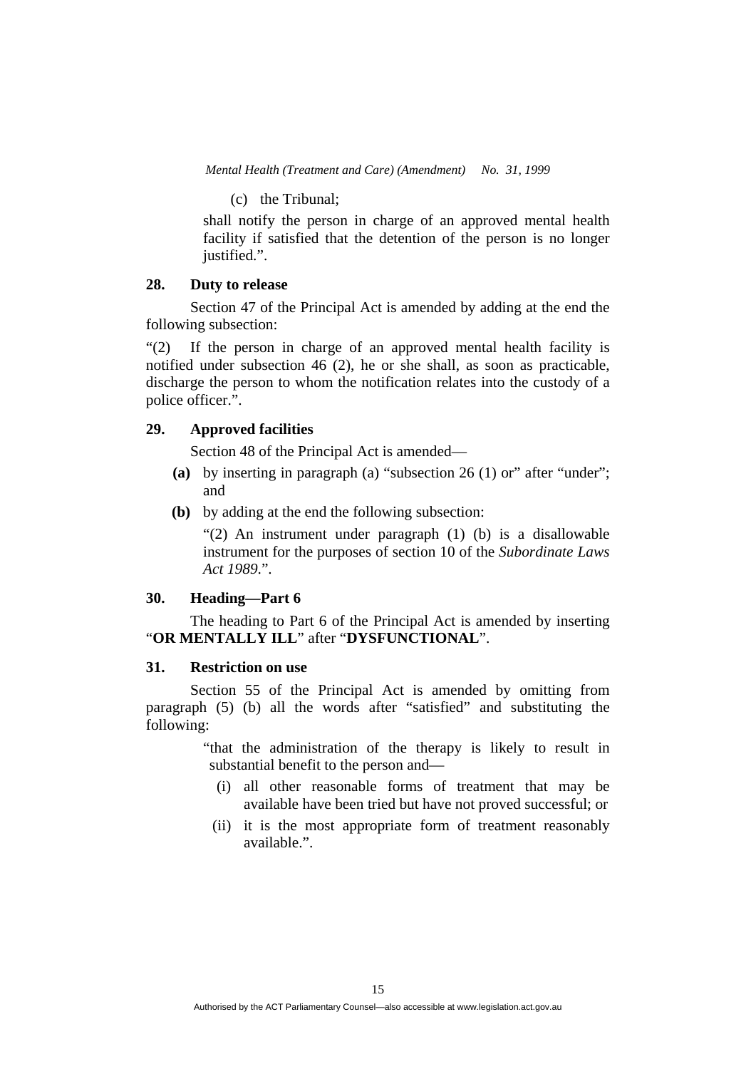(c) the Tribunal;

shall notify the person in charge of an approved mental health facility if satisfied that the detention of the person is no longer justified.".

### 28. Duty to release

Section 47 of the Principal Act is amended by adding at the end the following subsection:

"(2) If the person in charge of an approved mental health facility is notified under subsection 46 (2), he or she shall, as soon as practicable, discharge the person to whom the notification relates into the custody of a police officer.".

### 29. Approved facilities

Section 48 of the Principal Act is amended—

**(a)** by inserting in paragraph (a) "subsection 26 (1) or" after "under"; and

**(b)** by adding at the end the following subsection:

"(2) An instrument under paragraph (1) (b) is a disallowable instrument for the purposes of section 10 of the *Subordinate Laws Act 1989*.".

### 30. Heading—Part 6

The heading to Part 6 of the Principal Act is amended by inserting "**OR MENTALLY ILL**" after "**DYSFUNCTIONAL**".

### 31. Restriction on use

Section 55 of the Principal Act is amended by omitting from paragraph (5) (b) all the words after "satisfied" and substituting the following:

"that the administration of the therapy is likely to result in substantial benefit to the person and—

(i) all other reasonable forms of treatment that may be available have been tried but have not proved successful; or

(ii) it is the most appropriate form of treatment reasonably available.".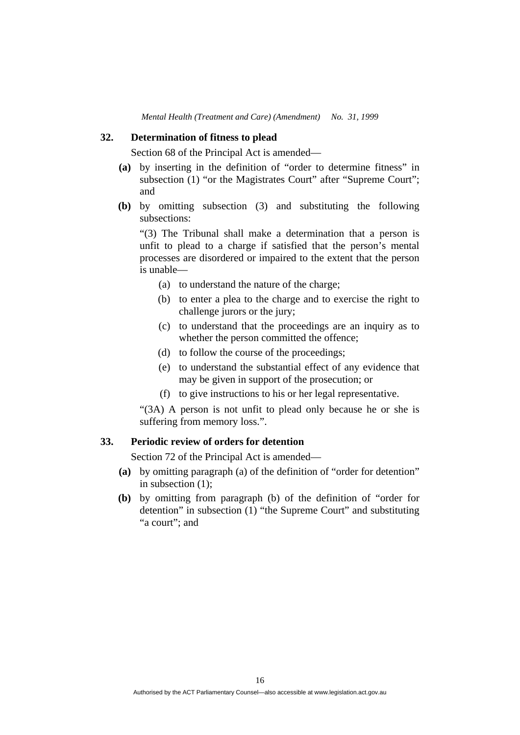### 32. Determination of fitness to plead

Section 68 of the Principal Act is amended—

**(a)** by inserting in the definition of "order to determine fitness" in subsection (1) "or the Magistrates Court" after "Supreme Court"; and

**(b)** by omitting subsection (3) and substituting the following subsections:

"(3) The Tribunal shall make a determination that a person is unfit to plead to a charge if satisfied that the person's mental processes are disordered or impaired to the extent that the person is unable—

(a) to understand the nature of the charge;

(b) to enter a plea to the charge and to exercise the right to challenge jurors or the jury;

(c) to understand that the proceedings are an inquiry as to whether the person committed the offence;

(d) to follow the course of the proceedings;

(e) to understand the substantial effect of any evidence that may be given in support of the prosecution; or

(f) to give instructions to his or her legal representative.

"(3A) A person is not unfit to plead only because he or she is suffering from memory loss.".

### 33. Periodic review of orders for detention

Section 72 of the Principal Act is amended—

**(a)** by omitting paragraph (a) of the definition of "order for detention" in subsection (1);

**(b)** by omitting from paragraph (b) of the definition of "order for detention" in subsection (1) "the Supreme Court" and substituting "a court"; and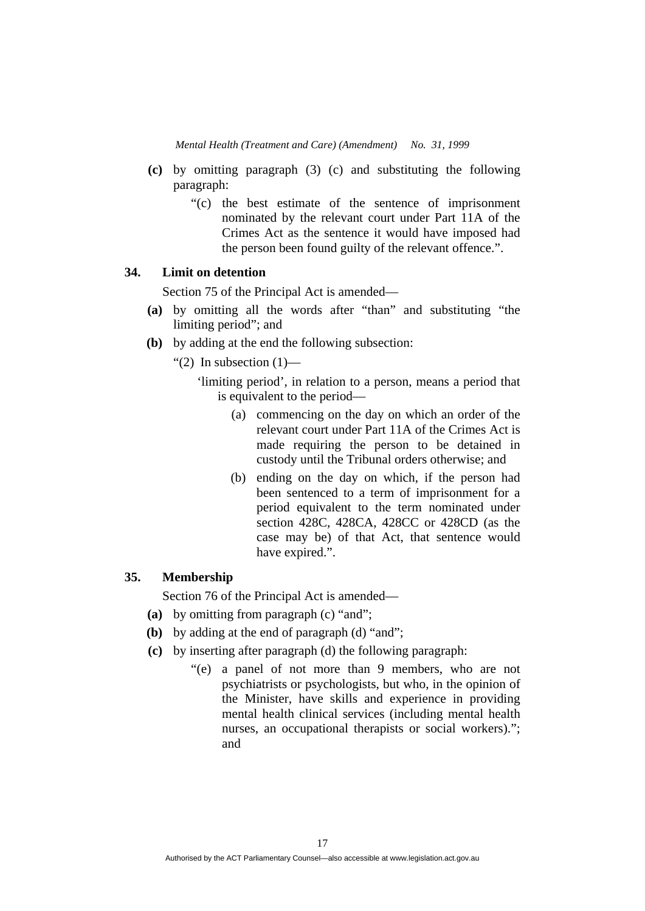**(c)** by omitting paragraph (3) (c) and substituting the following paragraph:

> "(c) the best estimate of the sentence of imprisonment nominated by the relevant court under Part 11A of the Crimes Act as the sentence it would have imposed had the person been found guilty of the relevant offence.".

### 34. Limit on detention

Section 75 of the Principal Act is amended—

**(a)** by omitting all the words after "than" and substituting "the limiting period"; and

**(b)** by adding at the end the following subsection:

> "(2) In subsection (1)—
>
> 'limiting period', in relation to a person, means a period that is equivalent to the period—
>
> (a) commencing on the day on which an order of the relevant court under Part 11A of the Crimes Act is made requiring the person to be detained in custody until the Tribunal orders otherwise; and
>
> (b) ending on the day on which, if the person had been sentenced to a term of imprisonment for a period equivalent to the term nominated under section 428C, 428CA, 428CC or 428CD (as the case may be) of that Act, that sentence would have expired.".

### 35. Membership

Section 76 of the Principal Act is amended—

**(a)** by omitting from paragraph (c) "and";

**(b)** by adding at the end of paragraph (d) "and";

**(c)** by inserting after paragraph (d) the following paragraph:

> "(e) a panel of not more than 9 members, who are not psychiatrists or psychologists, but who, in the opinion of the Minister, have skills and experience in providing mental health clinical services (including mental health nurses, an occupational therapists or social workers)."; and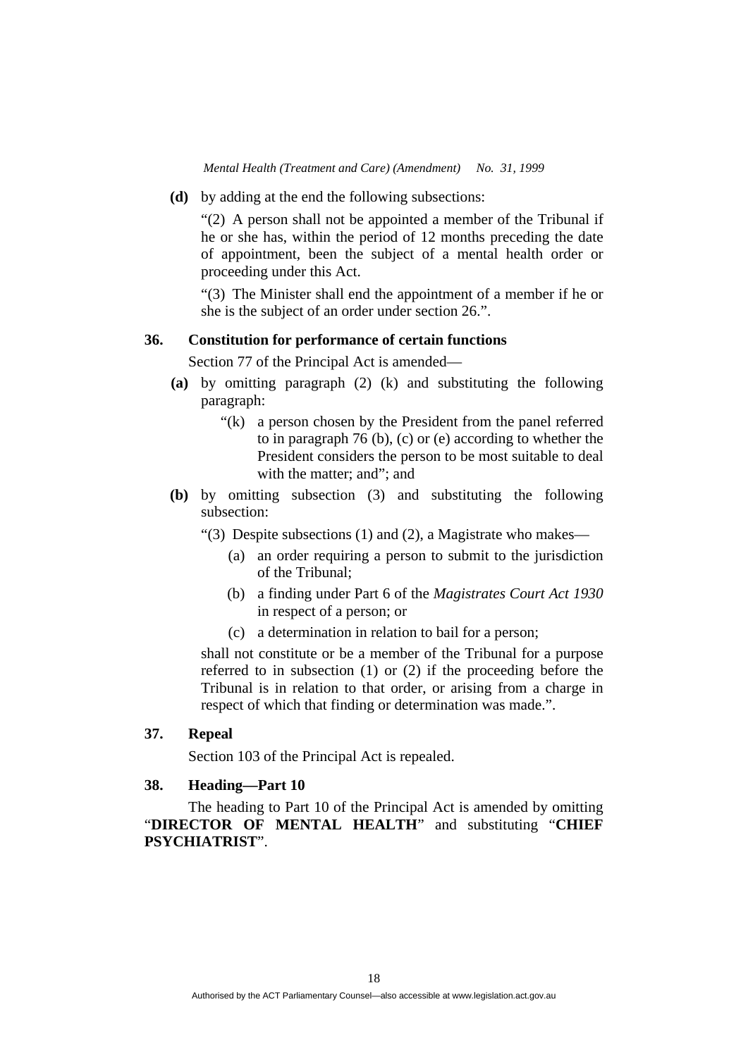**(d)** by adding at the end the following subsections:

"(2) A person shall not be appointed a member of the Tribunal if he or she has, within the period of 12 months preceding the date of appointment, been the subject of a mental health order or proceeding under this Act.

"(3) The Minister shall end the appointment of a member if he or she is the subject of an order under section 26.".

### 36. Constitution for performance of certain functions

Section 77 of the Principal Act is amended—

**(a)** by omitting paragraph (2) (k) and substituting the following paragraph:

"(k) a person chosen by the President from the panel referred to in paragraph 76 (b), (c) or (e) according to whether the President considers the person to be most suitable to deal with the matter; and"; and

**(b)** by omitting subsection (3) and substituting the following subsection:

"(3) Despite subsections (1) and (2), a Magistrate who makes—

(a) an order requiring a person to submit to the jurisdiction of the Tribunal;

(b) a finding under Part 6 of the *Magistrates Court Act 1930* in respect of a person; or

(c) a determination in relation to bail for a person;

shall not constitute or be a member of the Tribunal for a purpose referred to in subsection (1) or (2) if the proceeding before the Tribunal is in relation to that order, or arising from a charge in respect of which that finding or determination was made.".

### 37. Repeal

Section 103 of the Principal Act is repealed.

### 38. Heading—Part 10

The heading to Part 10 of the Principal Act is amended by omitting "**DIRECTOR OF MENTAL HEALTH**" and substituting "**CHIEF PSYCHIATRIST**".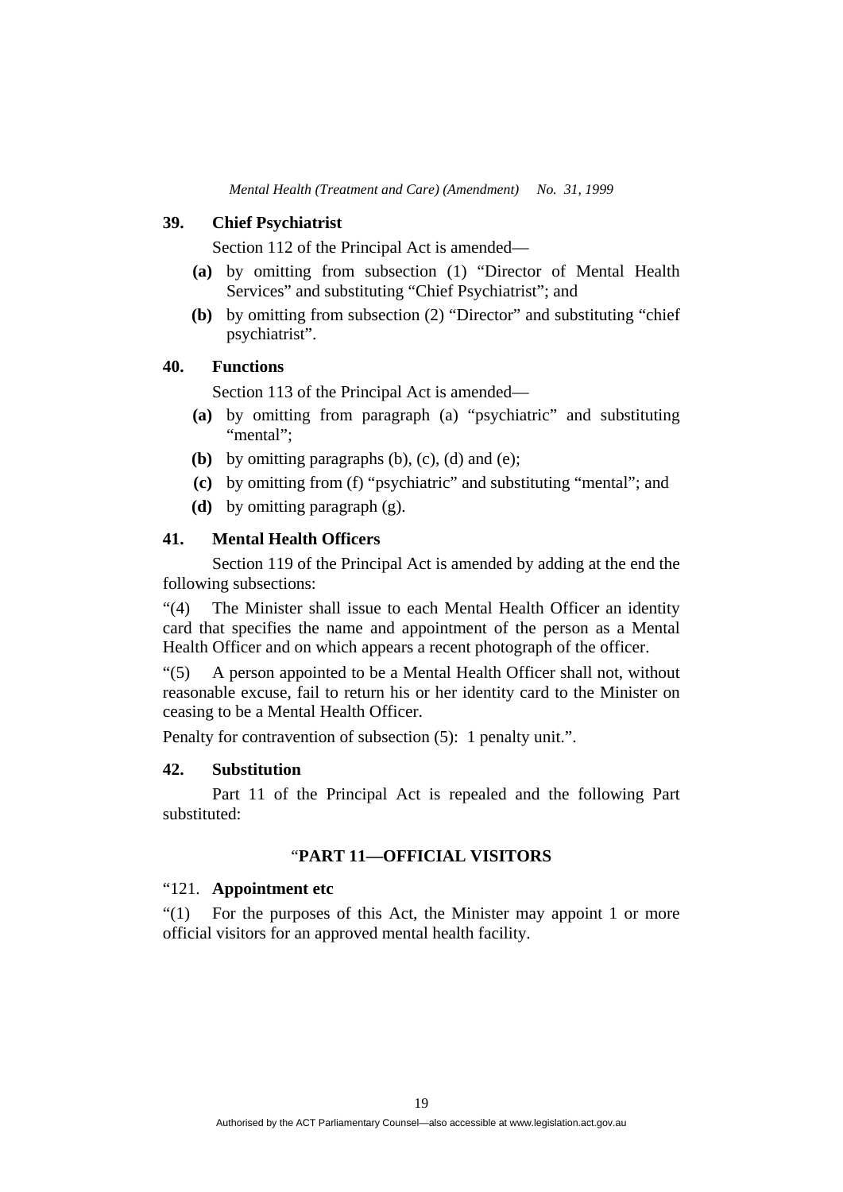### 39. Chief Psychiatrist

Section 112 of the Principal Act is amended—

**(a)** by omitting from subsection (1) "Director of Mental Health Services" and substituting "Chief Psychiatrist"; and

**(b)** by omitting from subsection (2) "Director" and substituting "chief psychiatrist".

### 40. Functions

Section 113 of the Principal Act is amended—

**(a)** by omitting from paragraph (a) "psychiatric" and substituting "mental";

**(b)** by omitting paragraphs (b), (c), (d) and (e);

**(c)** by omitting from (f) "psychiatric" and substituting "mental"; and

**(d)** by omitting paragraph (g).

### 41. Mental Health Officers

Section 119 of the Principal Act is amended by adding at the end the following subsections:

"(4) The Minister shall issue to each Mental Health Officer an identity card that specifies the name and appointment of the person as a Mental Health Officer and on which appears a recent photograph of the officer.

"(5) A person appointed to be a Mental Health Officer shall not, without reasonable excuse, fail to return his or her identity card to the Minister on ceasing to be a Mental Health Officer.

Penalty for contravention of subsection (5): 1 penalty unit.".

### 42. Substitution

Part 11 of the Principal Act is repealed and the following Part substituted:

"**PART 11—OFFICIAL VISITORS**

"121. **Appointment etc**

"(1) For the purposes of this Act, the Minister may appoint 1 or more official visitors for an approved mental health facility.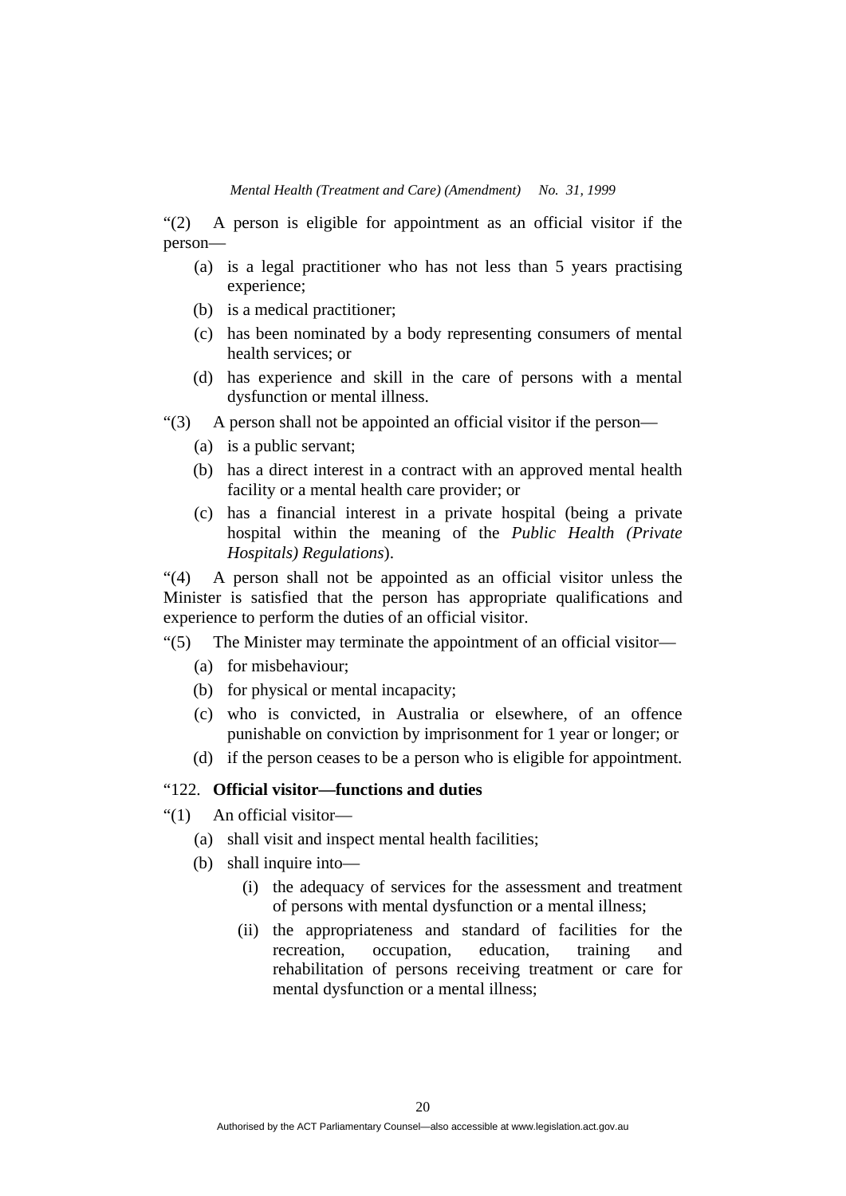"(2) A person is eligible for appointment as an official visitor if the person—

(a) is a legal practitioner who has not less than 5 years practising experience;

(b) is a medical practitioner;

(c) has been nominated by a body representing consumers of mental health services; or

(d) has experience and skill in the care of persons with a mental dysfunction or mental illness.

"(3) A person shall not be appointed an official visitor if the person—

(a) is a public servant;

(b) has a direct interest in a contract with an approved mental health facility or a mental health care provider; or

(c) has a financial interest in a private hospital (being a private hospital within the meaning of the *Public Health (Private Hospitals) Regulations*).

"(4) A person shall not be appointed as an official visitor unless the Minister is satisfied that the person has appropriate qualifications and experience to perform the duties of an official visitor.

"(5) The Minister may terminate the appointment of an official visitor—

(a) for misbehaviour;

(b) for physical or mental incapacity;

(c) who is convicted, in Australia or elsewhere, of an offence punishable on conviction by imprisonment for 1 year or longer; or

(d) if the person ceases to be a person who is eligible for appointment.

"122. **Official visitor—functions and duties**

"(1) An official visitor—

(a) shall visit and inspect mental health facilities;

(b) shall inquire into—

(i) the adequacy of services for the assessment and treatment of persons with mental dysfunction or a mental illness;

(ii) the appropriateness and standard of facilities for the recreation, occupation, education, training and rehabilitation of persons receiving treatment or care for mental dysfunction or a mental illness;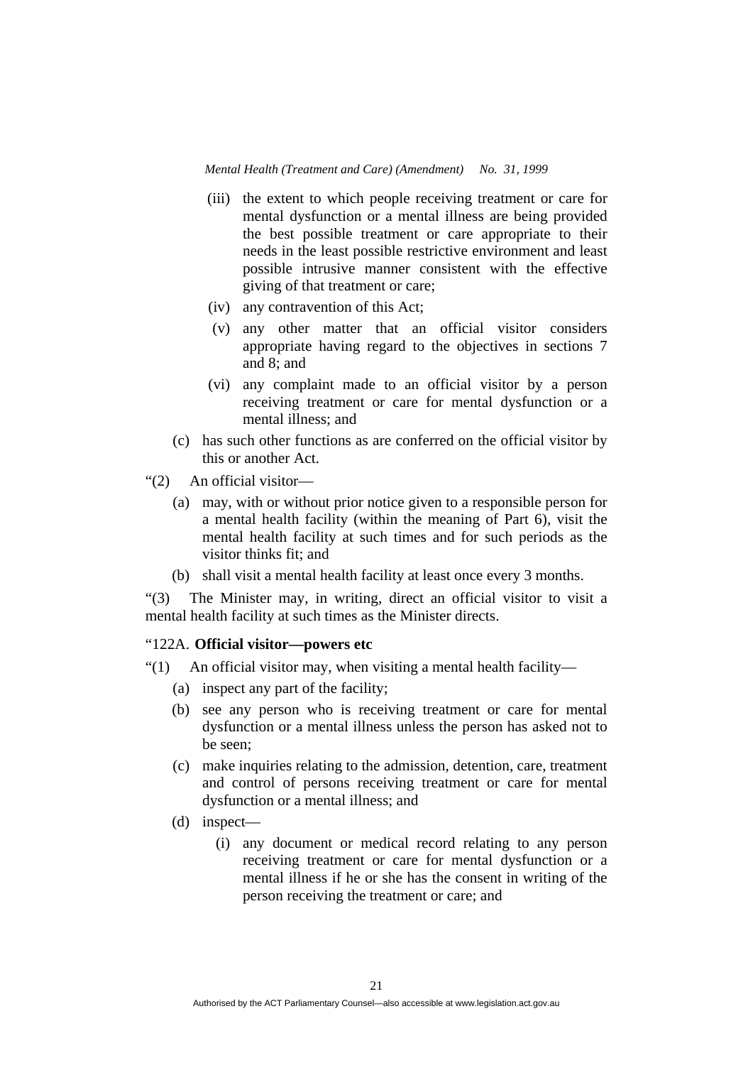(iii) the extent to which people receiving treatment or care for mental dysfunction or a mental illness are being provided the best possible treatment or care appropriate to their needs in the least possible restrictive environment and least possible intrusive manner consistent with the effective giving of that treatment or care;

(iv) any contravention of this Act;

(v) any other matter that an official visitor considers appropriate having regard to the objectives in sections 7 and 8; and

(vi) any complaint made to an official visitor by a person receiving treatment or care for mental dysfunction or a mental illness; and

(c) has such other functions as are conferred on the official visitor by this or another Act.

"(2) An official visitor—

(a) may, with or without prior notice given to a responsible person for a mental health facility (within the meaning of Part 6), visit the mental health facility at such times and for such periods as the visitor thinks fit; and

(b) shall visit a mental health facility at least once every 3 months.

"(3) The Minister may, in writing, direct an official visitor to visit a mental health facility at such times as the Minister directs.

"122A. **Official visitor—powers etc**

"(1) An official visitor may, when visiting a mental health facility—

(a) inspect any part of the facility;

(b) see any person who is receiving treatment or care for mental dysfunction or a mental illness unless the person has asked not to be seen;

(c) make inquiries relating to the admission, detention, care, treatment and control of persons receiving treatment or care for mental dysfunction or a mental illness; and

(d) inspect—

(i) any document or medical record relating to any person receiving treatment or care for mental dysfunction or a mental illness if he or she has the consent in writing of the person receiving the treatment or care; and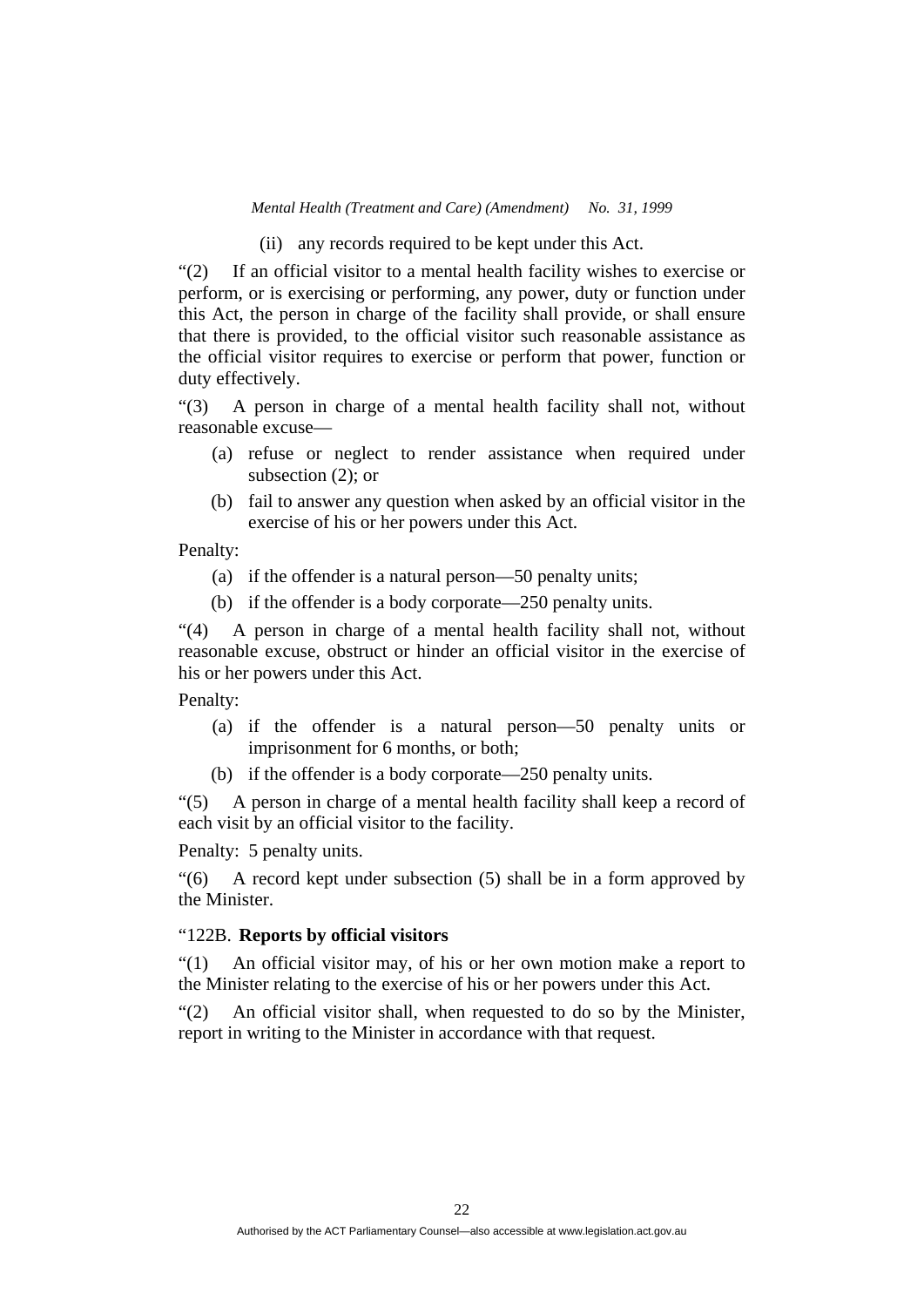(ii) any records required to be kept under this Act.

"(2) If an official visitor to a mental health facility wishes to exercise or perform, or is exercising or performing, any power, duty or function under this Act, the person in charge of the facility shall provide, or shall ensure that there is provided, to the official visitor such reasonable assistance as the official visitor requires to exercise or perform that power, function or duty effectively.

"(3) A person in charge of a mental health facility shall not, without reasonable excuse—

(a) refuse or neglect to render assistance when required under subsection (2); or

(b) fail to answer any question when asked by an official visitor in the exercise of his or her powers under this Act.

Penalty:

(a) if the offender is a natural person—50 penalty units;

(b) if the offender is a body corporate—250 penalty units.

"(4) A person in charge of a mental health facility shall not, without reasonable excuse, obstruct or hinder an official visitor in the exercise of his or her powers under this Act.

Penalty:

(a) if the offender is a natural person—50 penalty units or imprisonment for 6 months, or both;

(b) if the offender is a body corporate—250 penalty units.

"(5) A person in charge of a mental health facility shall keep a record of each visit by an official visitor to the facility.

Penalty: 5 penalty units.

"(6) A record kept under subsection (5) shall be in a form approved by the Minister.

"122B. **Reports by official visitors**

"(1) An official visitor may, of his or her own motion make a report to the Minister relating to the exercise of his or her powers under this Act.

"(2) An official visitor shall, when requested to do so by the Minister, report in writing to the Minister in accordance with that request.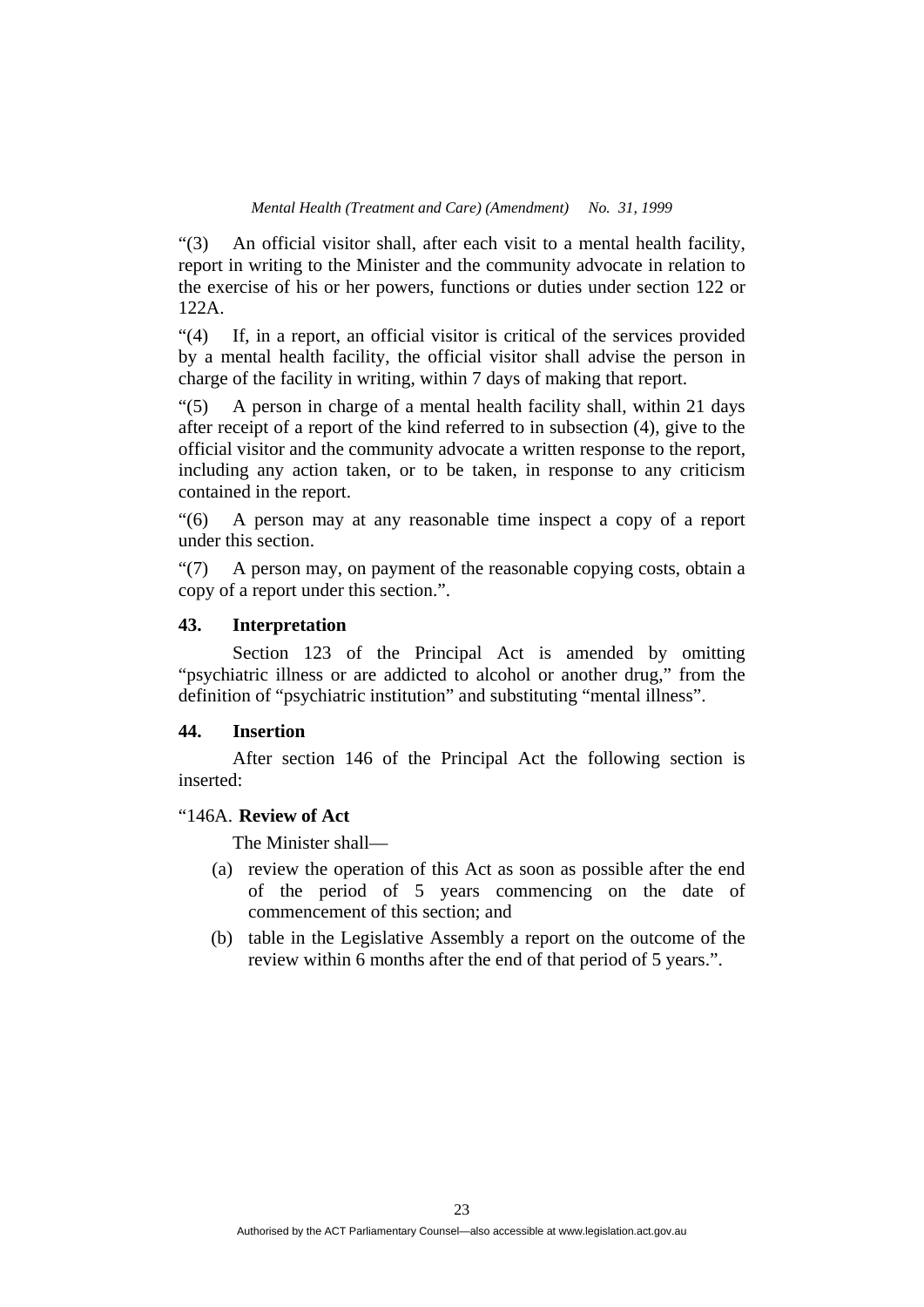"(3) An official visitor shall, after each visit to a mental health facility, report in writing to the Minister and the community advocate in relation to the exercise of his or her powers, functions or duties under section 122 or 122A.

"(4) If, in a report, an official visitor is critical of the services provided by a mental health facility, the official visitor shall advise the person in charge of the facility in writing, within 7 days of making that report.

"(5) A person in charge of a mental health facility shall, within 21 days after receipt of a report of the kind referred to in subsection (4), give to the official visitor and the community advocate a written response to the report, including any action taken, or to be taken, in response to any criticism contained in the report.

"(6) A person may at any reasonable time inspect a copy of a report under this section.

"(7) A person may, on payment of the reasonable copying costs, obtain a copy of a report under this section.".

### 43. Interpretation

Section 123 of the Principal Act is amended by omitting "psychiatric illness or are addicted to alcohol or another drug," from the definition of "psychiatric institution" and substituting "mental illness".

### 44. Insertion

After section 146 of the Principal Act the following section is inserted:

"146A. **Review of Act**

The Minister shall—

(a) review the operation of this Act as soon as possible after the end of the period of 5 years commencing on the date of commencement of this section; and

(b) table in the Legislative Assembly a report on the outcome of the review within 6 months after the end of that period of 5 years.".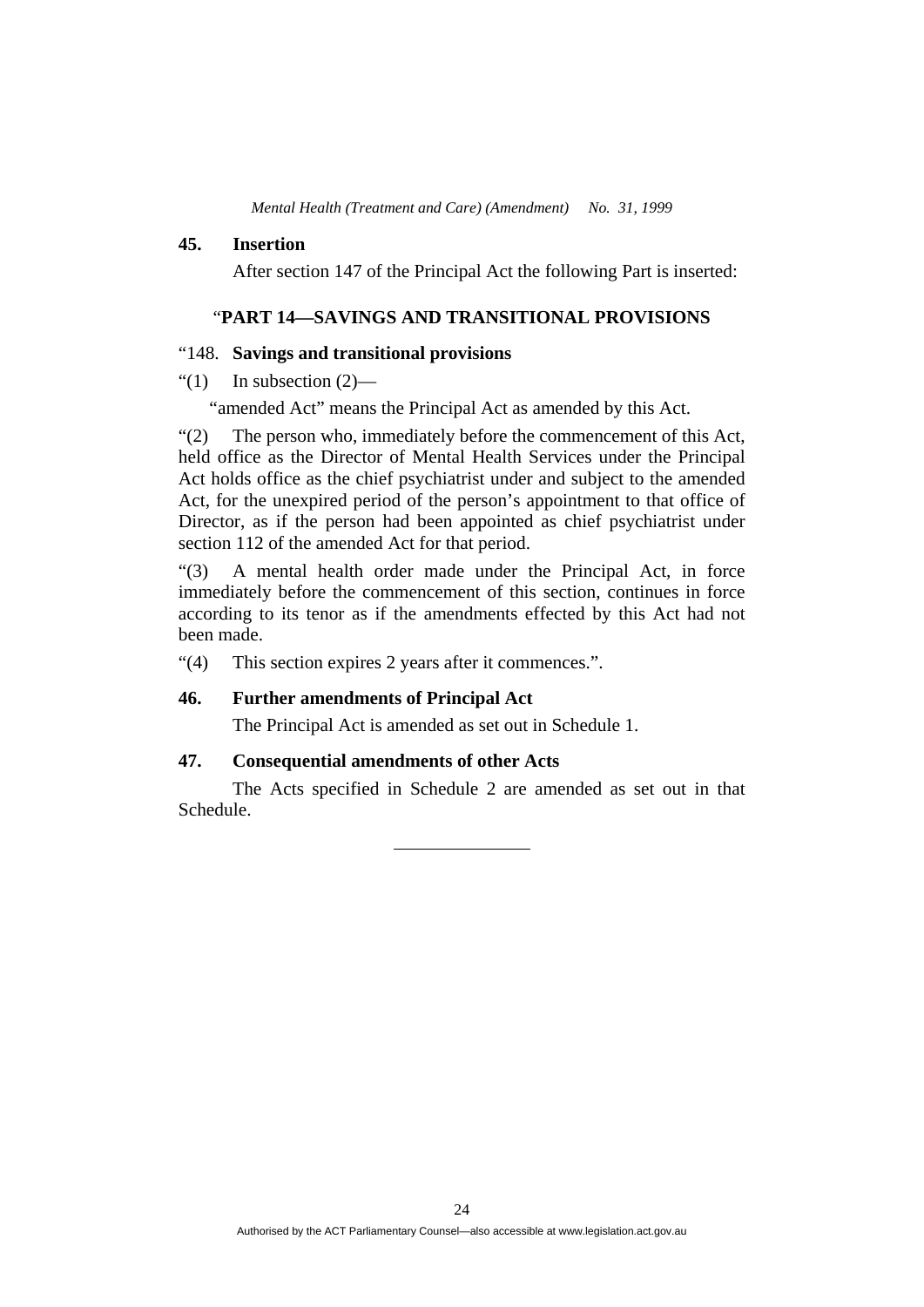### 45. Insertion

After section 147 of the Principal Act the following Part is inserted:

#### "PART 14—SAVINGS AND TRANSITIONAL PROVISIONS

"148. **Savings and transitional provisions**

"(1) In subsection (2)—

"amended Act" means the Principal Act as amended by this Act.

"(2) The person who, immediately before the commencement of this Act, held office as the Director of Mental Health Services under the Principal Act holds office as the chief psychiatrist under and subject to the amended Act, for the unexpired period of the person's appointment to that office of Director, as if the person had been appointed as chief psychiatrist under section 112 of the amended Act for that period.

"(3) A mental health order made under the Principal Act, in force immediately before the commencement of this section, continues in force according to its tenor as if the amendments effected by this Act had not been made.

"(4) This section expires 2 years after it commences.".

### 46. Further amendments of Principal Act

The Principal Act is amended as set out in Schedule 1.

### 47. Consequential amendments of other Acts

The Acts specified in Schedule 2 are amended as set out in that Schedule.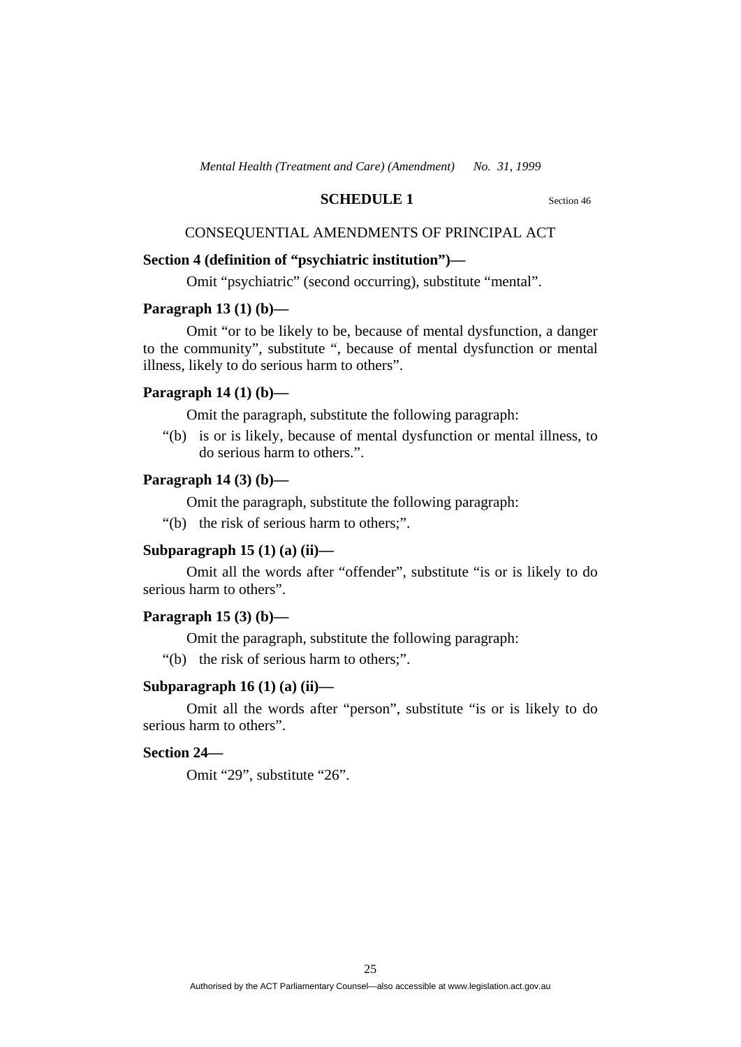## SCHEDULE 1

Section 46

CONSEQUENTIAL AMENDMENTS OF PRINCIPAL ACT

**Section 4 (definition of "psychiatric institution")—**

Omit "psychiatric" (second occurring), substitute "mental".

**Paragraph 13 (1) (b)—**

Omit "or to be likely to be, because of mental dysfunction, a danger to the community", substitute ", because of mental dysfunction or mental illness, likely to do serious harm to others".

**Paragraph 14 (1) (b)—**

Omit the paragraph, substitute the following paragraph:

"(b) is or is likely, because of mental dysfunction or mental illness, to do serious harm to others.".

**Paragraph 14 (3) (b)—**

Omit the paragraph, substitute the following paragraph:

"(b) the risk of serious harm to others;".

**Subparagraph 15 (1) (a) (ii)—**

Omit all the words after "offender", substitute "is or is likely to do serious harm to others".

**Paragraph 15 (3) (b)—**

Omit the paragraph, substitute the following paragraph:

"(b) the risk of serious harm to others;".

**Subparagraph 16 (1) (a) (ii)—**

Omit all the words after "person", substitute "is or is likely to do serious harm to others".

**Section 24—**

Omit "29", substitute "26".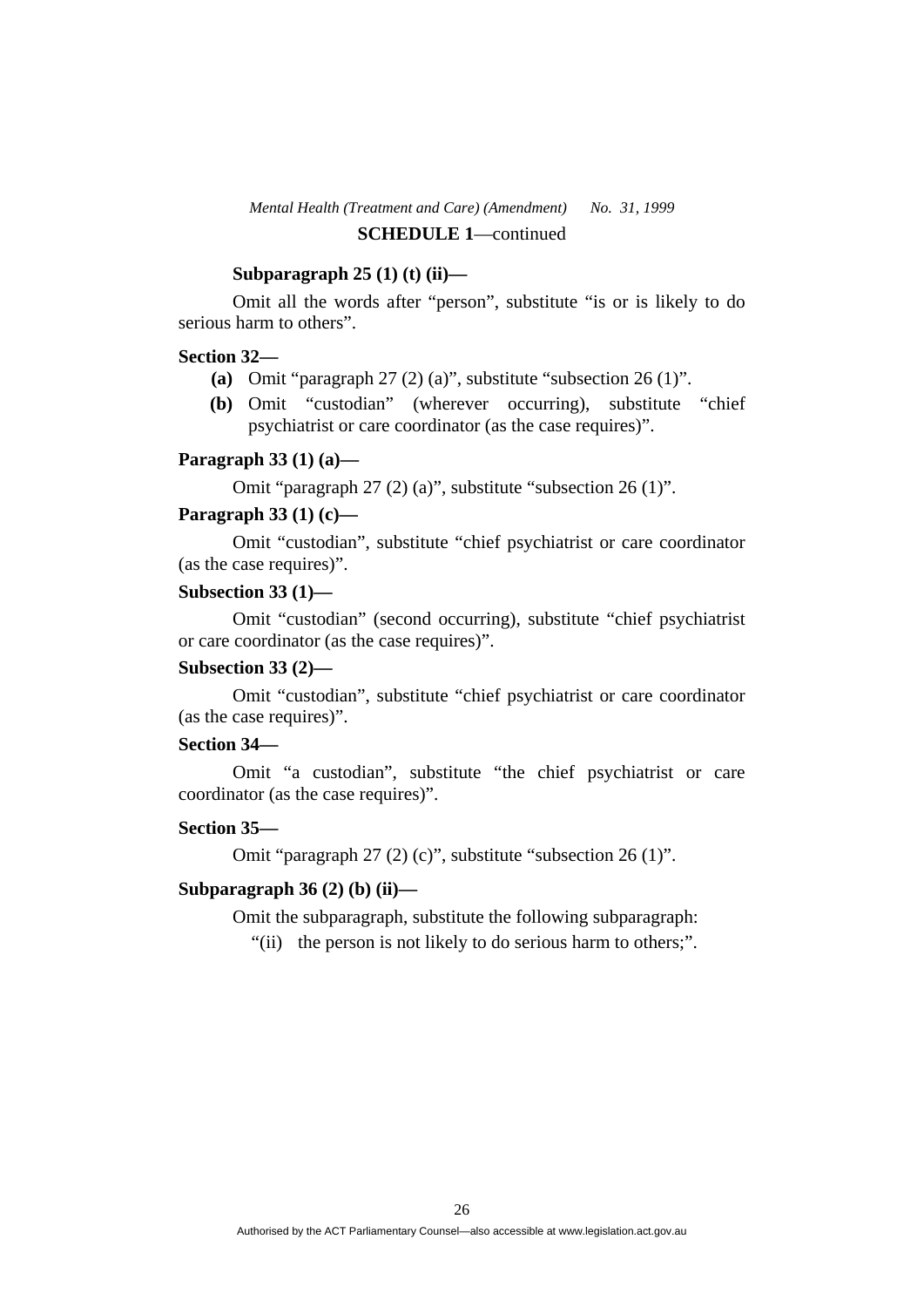**SCHEDULE 1**—continued

**Subparagraph 25 (1) (t) (ii)—**

Omit all the words after "person", substitute "is or is likely to do serious harm to others".

**Section 32—**

**(a)** Omit "paragraph 27 (2) (a)", substitute "subsection 26 (1)".

**(b)** Omit "custodian" (wherever occurring), substitute "chief psychiatrist or care coordinator (as the case requires)".

**Paragraph 33 (1) (a)—**

Omit "paragraph 27 (2) (a)", substitute "subsection 26 (1)".

**Paragraph 33 (1) (c)—**

Omit "custodian", substitute "chief psychiatrist or care coordinator (as the case requires)".

**Subsection 33 (1)—**

Omit "custodian" (second occurring), substitute "chief psychiatrist or care coordinator (as the case requires)".

**Subsection 33 (2)—**

Omit "custodian", substitute "chief psychiatrist or care coordinator (as the case requires)".

**Section 34—**

Omit "a custodian", substitute "the chief psychiatrist or care coordinator (as the case requires)".

**Section 35—**

Omit "paragraph 27 (2) (c)", substitute "subsection 26 (1)".

**Subparagraph 36 (2) (b) (ii)—**

Omit the subparagraph, substitute the following subparagraph:

"(ii) the person is not likely to do serious harm to others;".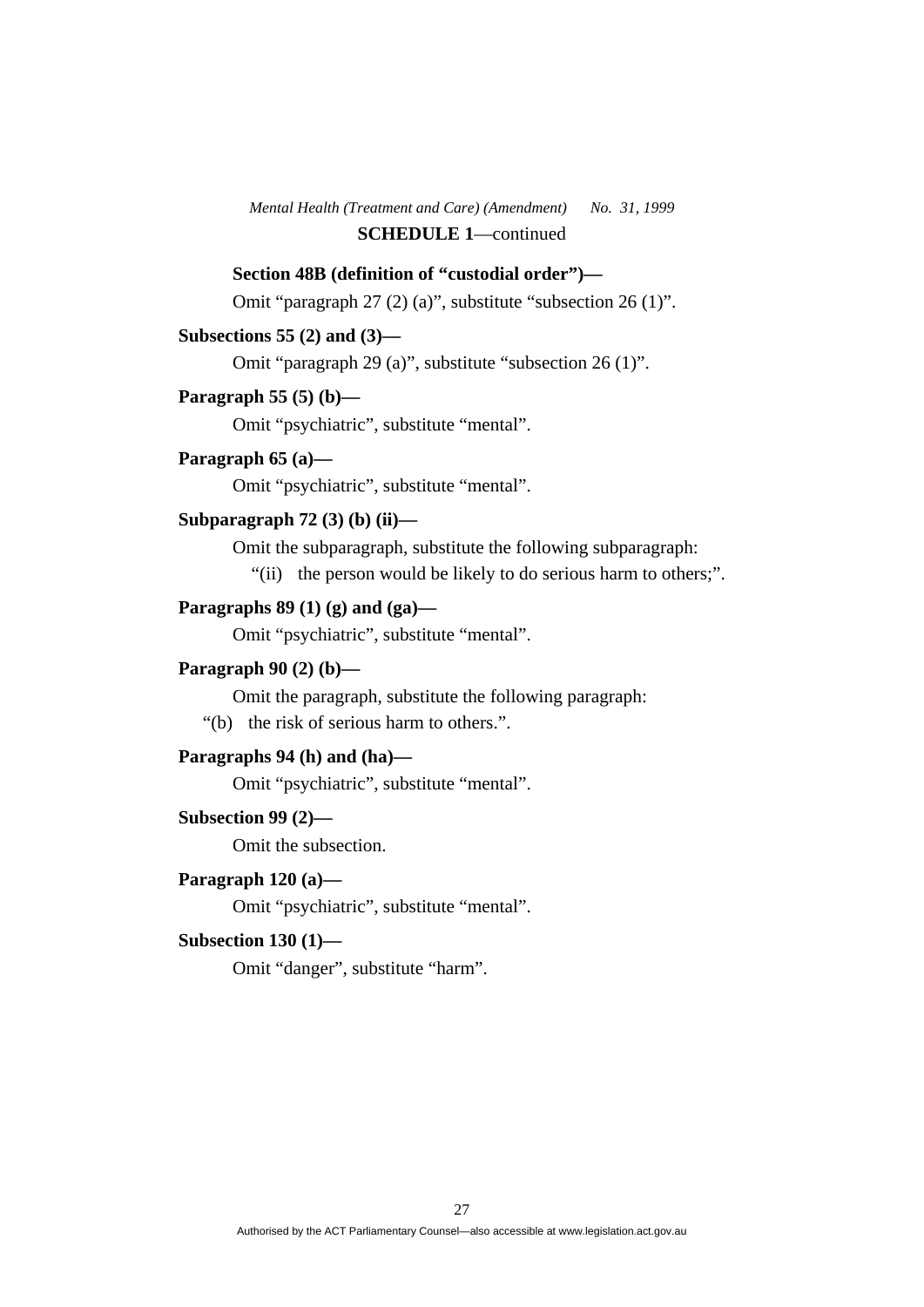**SCHEDULE 1**—continued

**Section 48B (definition of "custodial order")—**

Omit "paragraph 27 (2) (a)", substitute "subsection 26 (1)".

**Subsections 55 (2) and (3)—**

Omit "paragraph 29 (a)", substitute "subsection 26 (1)".

**Paragraph 55 (5) (b)—**

Omit "psychiatric", substitute "mental".

**Paragraph 65 (a)—**

Omit "psychiatric", substitute "mental".

**Subparagraph 72 (3) (b) (ii)—**

Omit the subparagraph, substitute the following subparagraph:

"(ii) the person would be likely to do serious harm to others;".

**Paragraphs 89 (1) (g) and (ga)—**

Omit "psychiatric", substitute "mental".

**Paragraph 90 (2) (b)—**

Omit the paragraph, substitute the following paragraph:

"(b) the risk of serious harm to others.".

**Paragraphs 94 (h) and (ha)—**

Omit "psychiatric", substitute "mental".

**Subsection 99 (2)—**

Omit the subsection.

**Paragraph 120 (a)—**

Omit "psychiatric", substitute "mental".

**Subsection 130 (1)—**

Omit "danger", substitute "harm".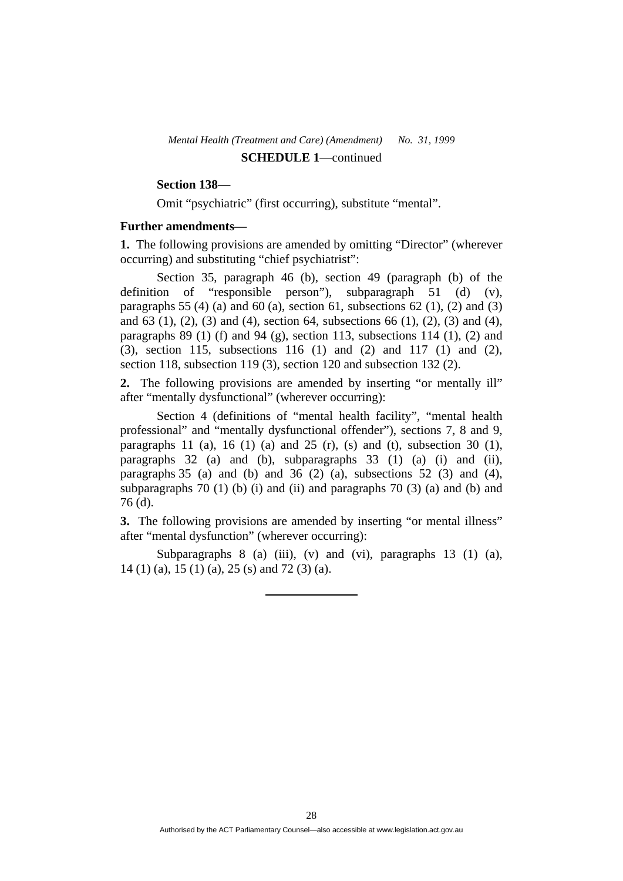**SCHEDULE 1**—continued

**Section 138—**

Omit “psychiatric” (first occurring), substitute “mental”.

**Further amendments—**

**1.** The following provisions are amended by omitting “Director” (wherever occurring) and substituting “chief psychiatrist”:

Section 35, paragraph 46 (b), section 49 (paragraph (b) of the definition of “responsible person”), subparagraph 51 (d) (v), paragraphs 55 (4) (a) and 60 (a), section 61, subsections 62 (1), (2) and (3) and 63 (1), (2), (3) and (4), section 64, subsections 66 (1), (2), (3) and (4), paragraphs 89 (1) (f) and 94 (g), section 113, subsections 114 (1), (2) and (3), section 115, subsections 116 (1) and (2) and 117 (1) and (2), section 118, subsection 119 (3), section 120 and subsection 132 (2).

**2.** The following provisions are amended by inserting “or mentally ill” after “mentally dysfunctional” (wherever occurring):

Section 4 (definitions of “mental health facility”, “mental health professional” and “mentally dysfunctional offender”), sections 7, 8 and 9, paragraphs 11 (a), 16 (1) (a) and 25 (r), (s) and (t), subsection 30 (1), paragraphs 32 (a) and (b), subparagraphs 33 (1) (a) (i) and (ii), paragraphs 35 (a) and (b) and 36 (2) (a), subsections 52 (3) and (4), subparagraphs 70 (1) (b) (i) and (ii) and paragraphs 70 (3) (a) and (b) and 76 (d).

**3.** The following provisions are amended by inserting “or mental illness” after “mental dysfunction” (wherever occurring):

Subparagraphs 8 (a) (iii), (v) and (vi), paragraphs 13 (1) (a), 14 (1) (a), 15 (1) (a), 25 (s) and 72 (3) (a).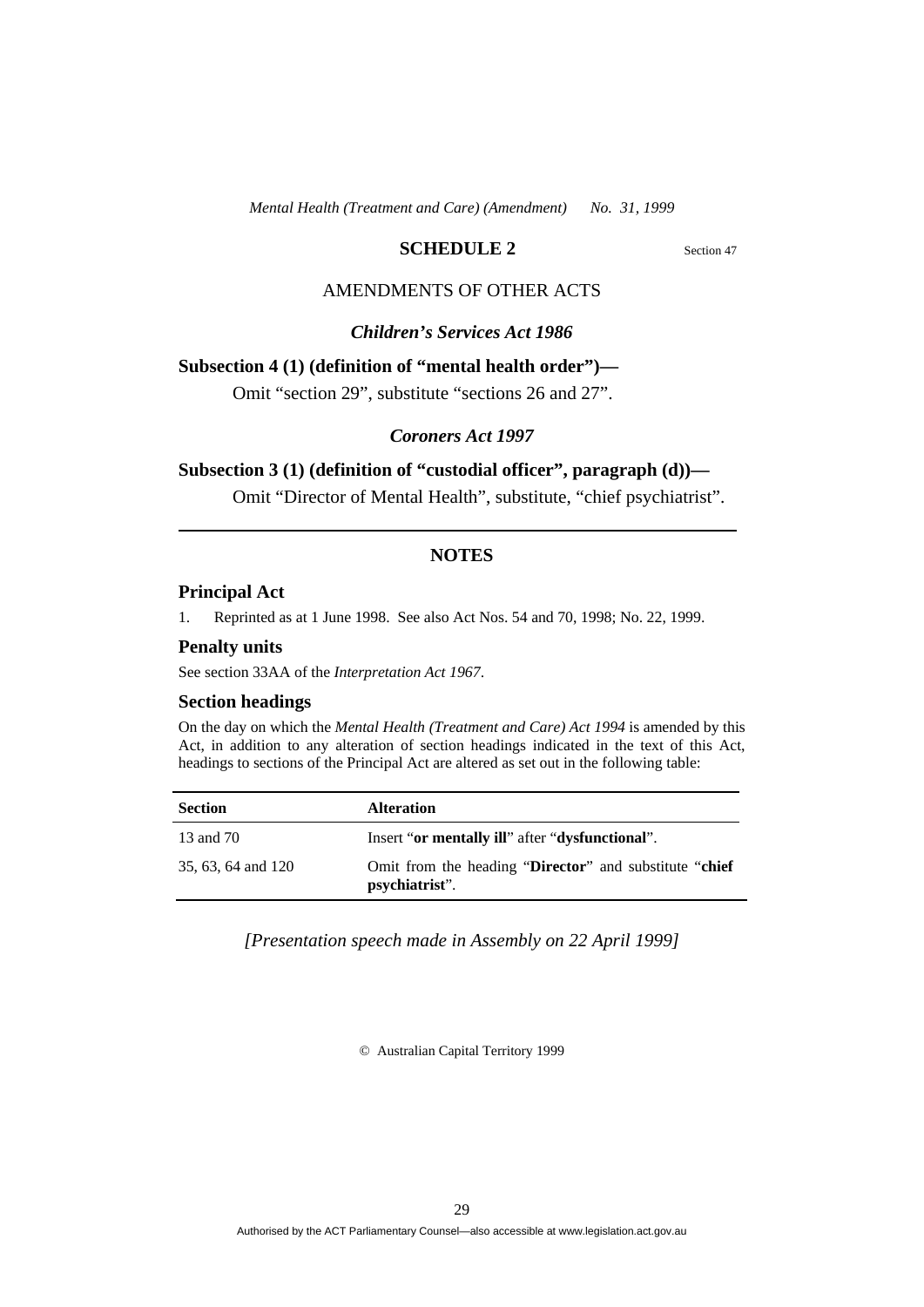## SCHEDULE 2

Section 47

AMENDMENTS OF OTHER ACTS

### *Children's Services Act 1986*

**Subsection 4 (1) (definition of "mental health order")—**

Omit "section 29", substitute "sections 26 and 27".

### *Coroners Act 1997*

**Subsection 3 (1) (definition of "custodial officer", paragraph (d))—**

Omit "Director of Mental Health", substitute, "chief psychiatrist".

---

## NOTES

### Principal Act

1. Reprinted as at 1 June 1998. See also Act Nos. 54 and 70, 1998; No. 22, 1999.

### Penalty units

See section 33AA of the *Interpretation Act 1967*.

### Section headings

On the day on which the *Mental Health (Treatment and Care) Act 1994* is amended by this Act, in addition to any alteration of section headings indicated in the text of this Act, headings to sections of the Principal Act are altered as set out in the following table:

| Section | Alteration |
|---|---|
| 13 and 70 | Insert "**or mentally ill**" after "**dysfunctional**". |
| 35, 63, 64 and 120 | Omit from the heading "**Director**" and substitute "**chief psychiatrist**". |

*[Presentation speech made in Assembly on 22 April 1999]*

© Australian Capital Territory 1999